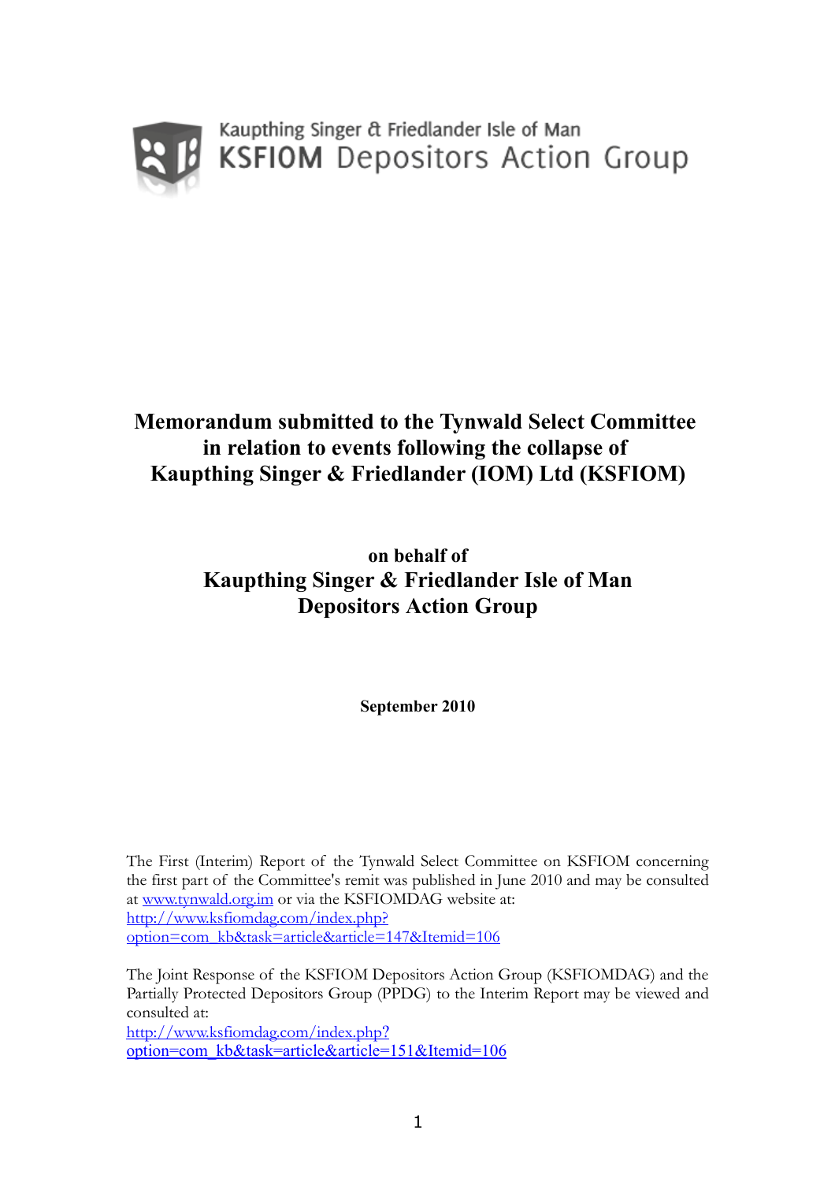Kaupthing Singer & Friedlander Isle of Man

KSFIOM Depositors Action Group

# Memorandum submitted to the Tynwald Select Committee in relation to events following the collapse of Kaupthing Singer & Friedlander (IOM) Ltd (KSFIOM)

## on behalf of
## Kaupthing Singer & Friedlander Isle of Man Depositors Action Group

**September 2010**

The First (Interim) Report of the Tynwald Select Committee on KSFIOM concerning the first part of the Committee's remit was published in June 2010 and may be consulted at [www.tynwald.org.im](http://www.tynwald.org.im) or via the KSFIOMDAG website at: [http://www.ksfiomdag.com/index.php?option=com_kb&task=article&article=147&Itemid=106](http://www.ksfiomdag.com/index.php?option=com_kb&task=article&article=147&Itemid=106)

The Joint Response of the KSFIOM Depositors Action Group (KSFIOMDAG) and the Partially Protected Depositors Group (PPDG) to the Interim Report may be viewed and consulted at: [http://www.ksfiomdag.com/index.php?option=com_kb&task=article&article=151&Itemid=106](http://www.ksfiomdag.com/index.php?option=com_kb&task=article&article=151&Itemid=106)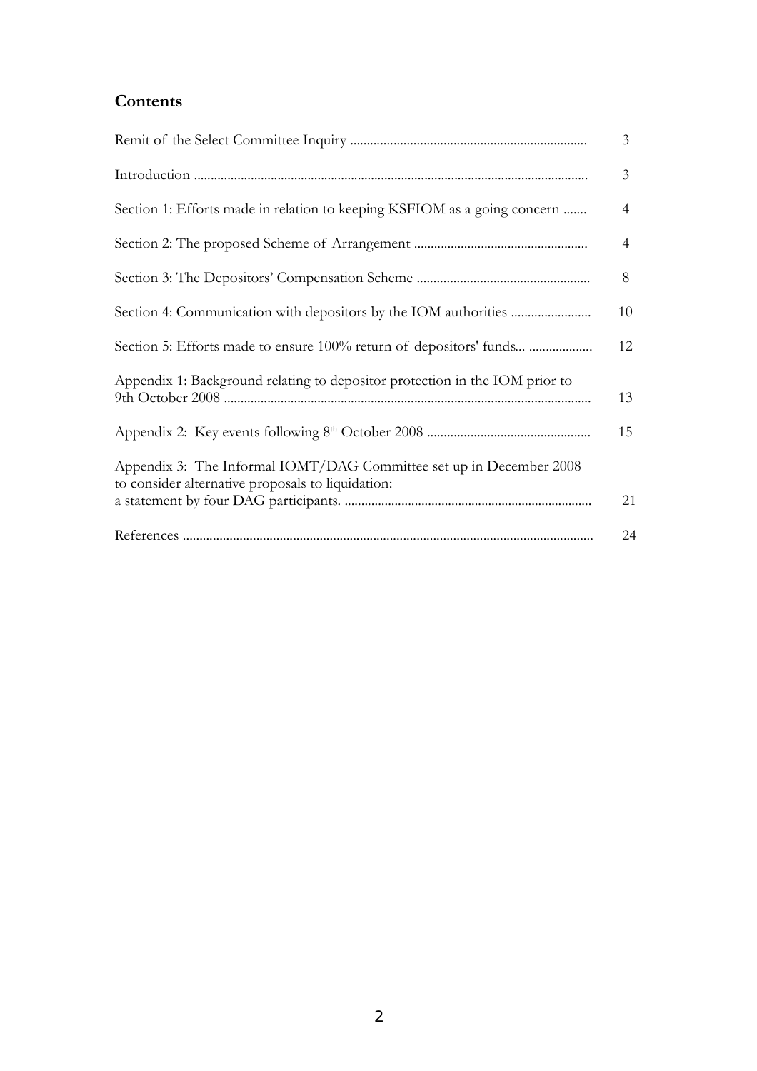## Contents

| | |
|---|---|
| Remit of the Select Committee Inquiry | 3 |
| Introduction | 3 |
| Section 1: Efforts made in relation to keeping KSFIOM as a going concern | 4 |
| Section 2: The proposed Scheme of Arrangement | 4 |
| Section 3: The Depositors' Compensation Scheme | 8 |
| Section 4: Communication with depositors by the IOM authorities | 10 |
| Section 5: Efforts made to ensure 100% return of depositors' funds... | 12 |
| Appendix 1: Background relating to depositor protection in the IOM prior to 9th October 2008 | 13 |
| Appendix 2: Key events following 8th October 2008 | 15 |
| Appendix 3: The Informal IOMT/DAG Committee set up in December 2008 to consider alternative proposals to liquidation: a statement by four DAG participants. | 21 |
| References | 24 |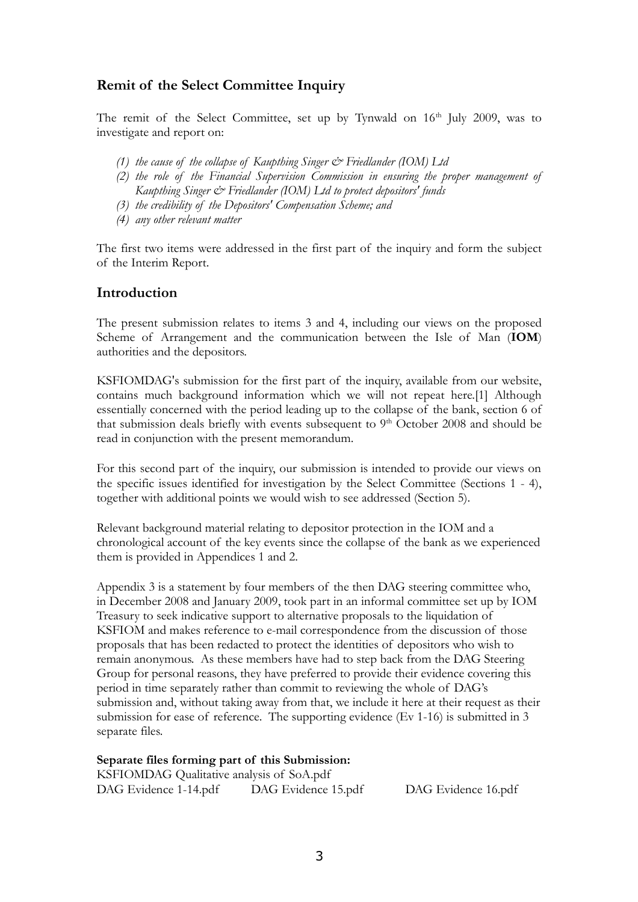## Remit of the Select Committee Inquiry

The remit of the Select Committee, set up by Tynwald on 16th July 2009, was to investigate and report on:

*(1) the cause of the collapse of Kaupthing Singer & Friedlander (IOM) Ltd*
*(2) the role of the Financial Supervision Commission in ensuring the proper management of Kaupthing Singer & Friedlander (IOM) Ltd to protect depositors' funds*
*(3) the credibility of the Depositors' Compensation Scheme; and*
*(4) any other relevant matter*

The first two items were addressed in the first part of the inquiry and form the subject of the Interim Report.

## Introduction

The present submission relates to items 3 and 4, including our views on the proposed Scheme of Arrangement and the communication between the Isle of Man (**IOM**) authorities and the depositors.

KSFIOMDAG's submission for the first part of the inquiry, available from our website, contains much background information which we will not repeat here.[1] Although essentially concerned with the period leading up to the collapse of the bank, section 6 of that submission deals briefly with events subsequent to 9th October 2008 and should be read in conjunction with the present memorandum.

For this second part of the inquiry, our submission is intended to provide our views on the specific issues identified for investigation by the Select Committee (Sections 1 - 4), together with additional points we would wish to see addressed (Section 5).

Relevant background material relating to depositor protection in the IOM and a chronological account of the key events since the collapse of the bank as we experienced them is provided in Appendices 1 and 2.

Appendix 3 is a statement by four members of the then DAG steering committee who, in December 2008 and January 2009, took part in an informal committee set up by IOM Treasury to seek indicative support to alternative proposals to the liquidation of KSFIOM and makes reference to e-mail correspondence from the discussion of those proposals that has been redacted to protect the identities of depositors who wish to remain anonymous. As these members have had to step back from the DAG Steering Group for personal reasons, they have preferred to provide their evidence covering this period in time separately rather than commit to reviewing the whole of DAG's submission and, without taking away from that, we include it here at their request as their submission for ease of reference. The supporting evidence (Ev 1-16) is submitted in 3 separate files.

**Separate files forming part of this Submission:**
KSFIOMDAG Qualitative analysis of SoA.pdf
DAG Evidence 1-14.pdf DAG Evidence 15.pdf DAG Evidence 16.pdf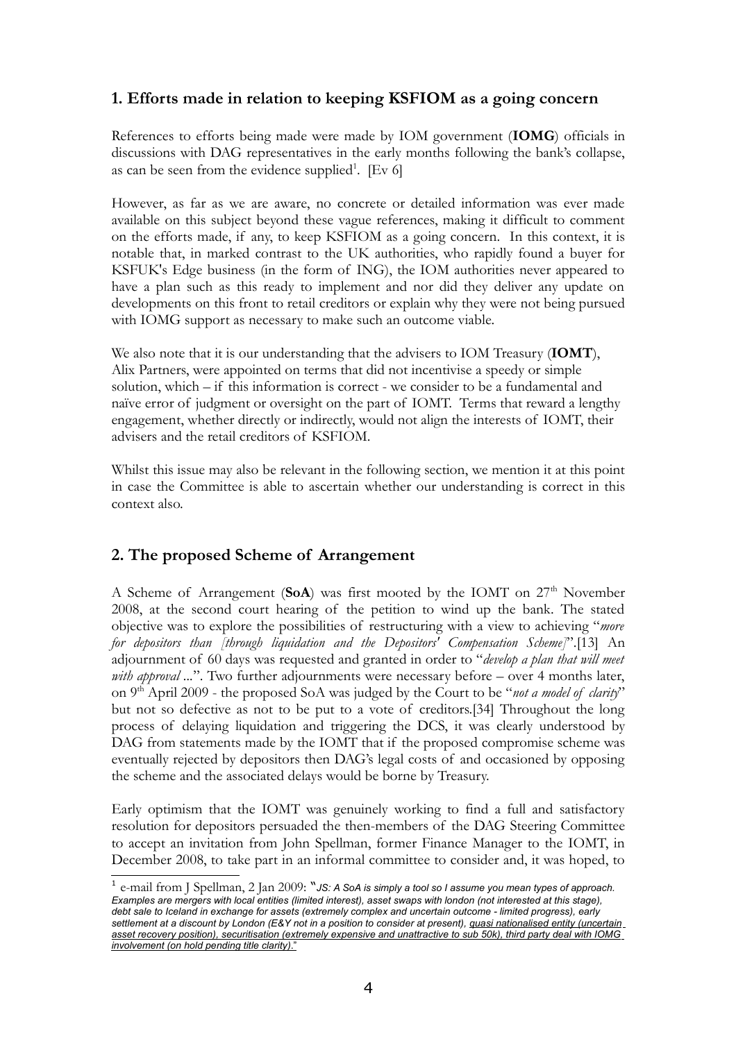## 1. Efforts made in relation to keeping KSFIOM as a going concern

References to efforts being made were made by IOM government (**IOMG**) officials in discussions with DAG representatives in the early months following the bank's collapse, as can be seen from the evidence supplied[1]. [Ev 6]

However, as far as we are aware, no concrete or detailed information was ever made available on this subject beyond these vague references, making it difficult to comment on the efforts made, if any, to keep KSFIOM as a going concern. In this context, it is notable that, in marked contrast to the UK authorities, who rapidly found a buyer for KSFUK's Edge business (in the form of ING), the IOM authorities never appeared to have a plan such as this ready to implement and nor did they deliver any update on developments on this front to retail creditors or explain why they were not being pursued with IOMG support as necessary to make such an outcome viable.

We also note that it is our understanding that the advisers to IOM Treasury (**IOMT**), Alix Partners, were appointed on terms that did not incentivise a speedy or simple solution, which – if this information is correct - we consider to be a fundamental and naïve error of judgment or oversight on the part of IOMT. Terms that reward a lengthy engagement, whether directly or indirectly, would not align the interests of IOMT, their advisers and the retail creditors of KSFIOM.

Whilst this issue may also be relevant in the following section, we mention it at this point in case the Committee is able to ascertain whether our understanding is correct in this context also.

## 2. The proposed Scheme of Arrangement

A Scheme of Arrangement (**SoA**) was first mooted by the IOMT on 27th November 2008, at the second court hearing of the petition to wind up the bank. The stated objective was to explore the possibilities of restructuring with a view to achieving "*more for depositors than [through liquidation and the Depositors' Compensation Scheme]*".[13] An adjournment of 60 days was requested and granted in order to "*develop a plan that will meet with approval ...*". Two further adjournments were necessary before – over 4 months later, on 9th April 2009 - the proposed SoA was judged by the Court to be "*not a model of clarity*" but not so defective as not to be put to a vote of creditors.[34] Throughout the long process of delaying liquidation and triggering the DCS, it was clearly understood by DAG from statements made by the IOMT that if the proposed compromise scheme was eventually rejected by depositors then DAG's legal costs of and occasioned by opposing the scheme and the associated delays would be borne by Treasury.

Early optimism that the IOMT was genuinely working to find a full and satisfactory resolution for depositors persuaded the then-members of the DAG Steering Committee to accept an invitation from John Spellman, former Finance Manager to the IOMT, in December 2008, to take part in an informal committee to consider and, it was hoped, to

---

[1] e-mail from J Spellman, 2 Jan 2009: "*JS: A SoA is simply a tool so I assume you mean types of approach. Examples are mergers with local entities (limited interest), asset swaps with london (not interested at this stage), debt sale to Iceland in exchange for assets (extremely complex and uncertain outcome - limited progress), early settlement at a discount by London (E&Y not in a position to consider at present), quasi nationalised entity (uncertain asset recovery position), securitisation (extremely expensive and unattractive to sub 50k), third party deal with IOMG involvement (on hold pending title clarity).*"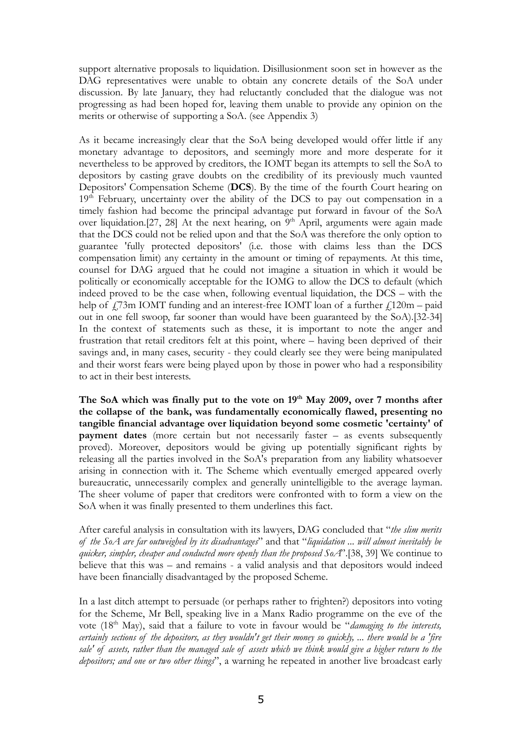support alternative proposals to liquidation. Disillusionment soon set in however as the DAG representatives were unable to obtain any concrete details of the SoA under discussion. By late January, they had reluctantly concluded that the dialogue was not progressing as had been hoped for, leaving them unable to provide any opinion on the merits or otherwise of supporting a SoA. (see Appendix 3)

As it became increasingly clear that the SoA being developed would offer little if any monetary advantage to depositors, and seemingly more and more desperate for it nevertheless to be approved by creditors, the IOMT began its attempts to sell the SoA to depositors by casting grave doubts on the credibility of its previously much vaunted Depositors' Compensation Scheme (**DCS**). By the time of the fourth Court hearing on 19th February, uncertainty over the ability of the DCS to pay out compensation in a timely fashion had become the principal advantage put forward in favour of the SoA over liquidation.[27, 28] At the next hearing, on 9th April, arguments were again made that the DCS could not be relied upon and that the SoA was therefore the only option to guarantee 'fully protected depositors' (i.e. those with claims less than the DCS compensation limit) any certainty in the amount or timing of repayments. At this time, counsel for DAG argued that he could not imagine a situation in which it would be politically or economically acceptable for the IOMG to allow the DCS to default (which indeed proved to be the case when, following eventual liquidation, the DCS – with the help of £73m IOMT funding and an interest-free IOMT loan of a further £120m – paid out in one fell swoop, far sooner than would have been guaranteed by the SoA).[32-34] In the context of statements such as these, it is important to note the anger and frustration that retail creditors felt at this point, where – having been deprived of their savings and, in many cases, security - they could clearly see they were being manipulated and their worst fears were being played upon by those in power who had a responsibility to act in their best interests.

**The SoA which was finally put to the vote on 19th May 2009, over 7 months after the collapse of the bank, was fundamentally economically flawed, presenting no tangible financial advantage over liquidation beyond some cosmetic 'certainty' of payment dates** (more certain but not necessarily faster – as events subsequently proved). Moreover, depositors would be giving up potentially significant rights by releasing all the parties involved in the SoA's preparation from any liability whatsoever arising in connection with it. The Scheme which eventually emerged appeared overly bureaucratic, unnecessarily complex and generally unintelligible to the average layman. The sheer volume of paper that creditors were confronted with to form a view on the SoA when it was finally presented to them underlines this fact.

After careful analysis in consultation with its lawyers, DAG concluded that "*the slim merits of the SoA are far outweighed by its disadvantages*" and that "*liquidation ... will almost inevitably be quicker, simpler, cheaper and conducted more openly than the proposed SoA*".[38, 39] We continue to believe that this was – and remains - a valid analysis and that depositors would indeed have been financially disadvantaged by the proposed Scheme.

In a last ditch attempt to persuade (or perhaps rather to frighten?) depositors into voting for the Scheme, Mr Bell, speaking live in a Manx Radio programme on the eve of the vote (18th May), said that a failure to vote in favour would be "*damaging to the interests, certainly sections of the depositors, as they wouldn't get their money so quickly, ... there would be a 'fire sale' of assets, rather than the managed sale of assets which we think would give a higher return to the depositors; and one or two other things*", a warning he repeated in another live broadcast early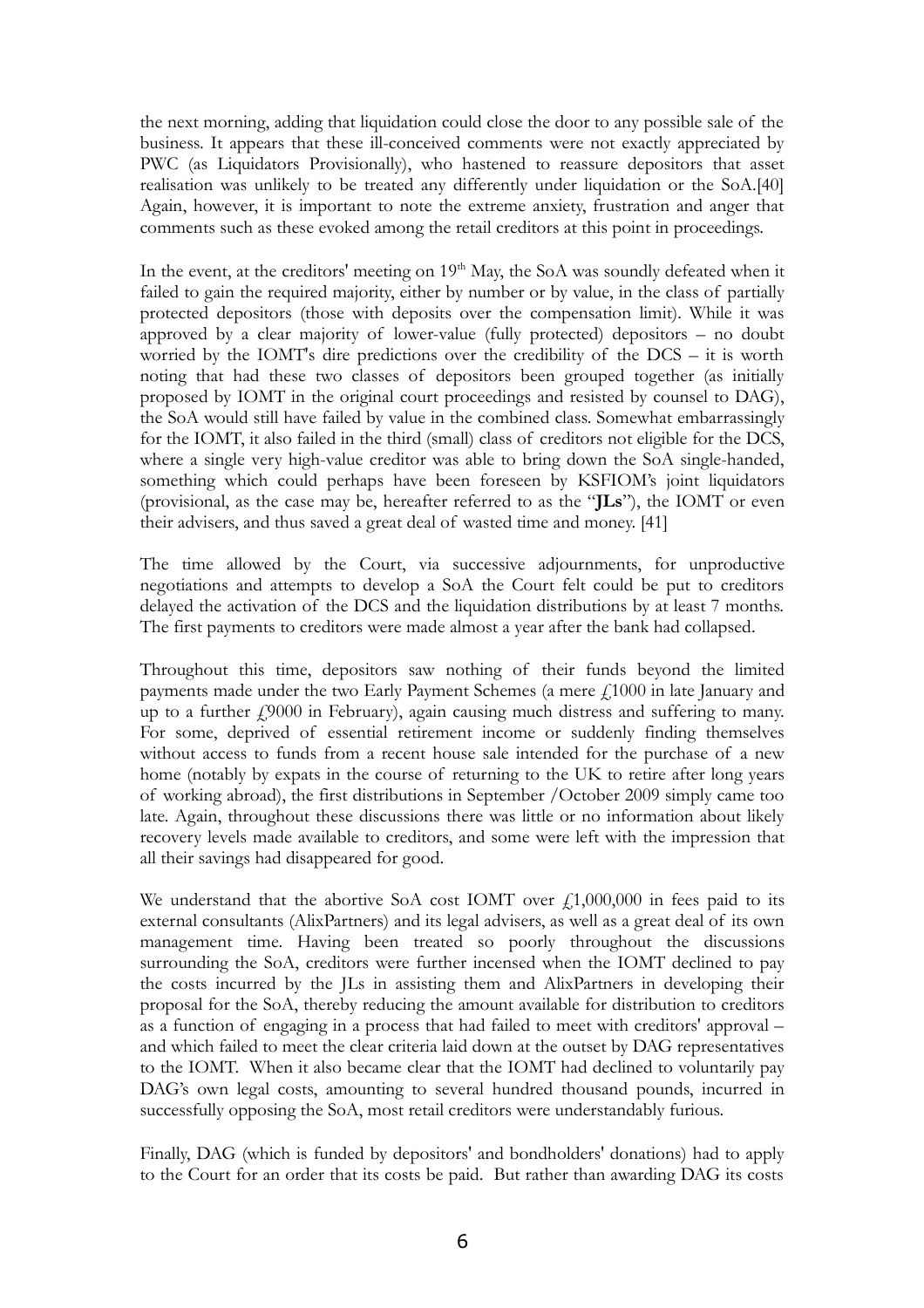the next morning, adding that liquidation could close the door to any possible sale of the business. It appears that these ill-conceived comments were not exactly appreciated by PWC (as Liquidators Provisionally), who hastened to reassure depositors that asset realisation was unlikely to be treated any differently under liquidation or the SoA.[40] Again, however, it is important to note the extreme anxiety, frustration and anger that comments such as these evoked among the retail creditors at this point in proceedings.

In the event, at the creditors' meeting on 19th May, the SoA was soundly defeated when it failed to gain the required majority, either by number or by value, in the class of partially protected depositors (those with deposits over the compensation limit). While it was approved by a clear majority of lower-value (fully protected) depositors – no doubt worried by the IOMT's dire predictions over the credibility of the DCS – it is worth noting that had these two classes of depositors been grouped together (as initially proposed by IOMT in the original court proceedings and resisted by counsel to DAG), the SoA would still have failed by value in the combined class. Somewhat embarrassingly for the IOMT, it also failed in the third (small) class of creditors not eligible for the DCS, where a single very high-value creditor was able to bring down the SoA single-handed, something which could perhaps have been foreseen by KSFIOM's joint liquidators (provisional, as the case may be, hereafter referred to as the "**JLs**"), the IOMT or even their advisers, and thus saved a great deal of wasted time and money. [41]

The time allowed by the Court, via successive adjournments, for unproductive negotiations and attempts to develop a SoA the Court felt could be put to creditors delayed the activation of the DCS and the liquidation distributions by at least 7 months. The first payments to creditors were made almost a year after the bank had collapsed.

Throughout this time, depositors saw nothing of their funds beyond the limited payments made under the two Early Payment Schemes (a mere £1000 in late January and up to a further £9000 in February), again causing much distress and suffering to many. For some, deprived of essential retirement income or suddenly finding themselves without access to funds from a recent house sale intended for the purchase of a new home (notably by expats in the course of returning to the UK to retire after long years of working abroad), the first distributions in September /October 2009 simply came too late. Again, throughout these discussions there was little or no information about likely recovery levels made available to creditors, and some were left with the impression that all their savings had disappeared for good.

We understand that the abortive SoA cost IOMT over £1,000,000 in fees paid to its external consultants (AlixPartners) and its legal advisers, as well as a great deal of its own management time. Having been treated so poorly throughout the discussions surrounding the SoA, creditors were further incensed when the IOMT declined to pay the costs incurred by the JLs in assisting them and AlixPartners in developing their proposal for the SoA, thereby reducing the amount available for distribution to creditors as a function of engaging in a process that had failed to meet with creditors' approval – and which failed to meet the clear criteria laid down at the outset by DAG representatives to the IOMT. When it also became clear that the IOMT had declined to voluntarily pay DAG's own legal costs, amounting to several hundred thousand pounds, incurred in successfully opposing the SoA, most retail creditors were understandably furious.

Finally, DAG (which is funded by depositors' and bondholders' donations) had to apply to the Court for an order that its costs be paid. But rather than awarding DAG its costs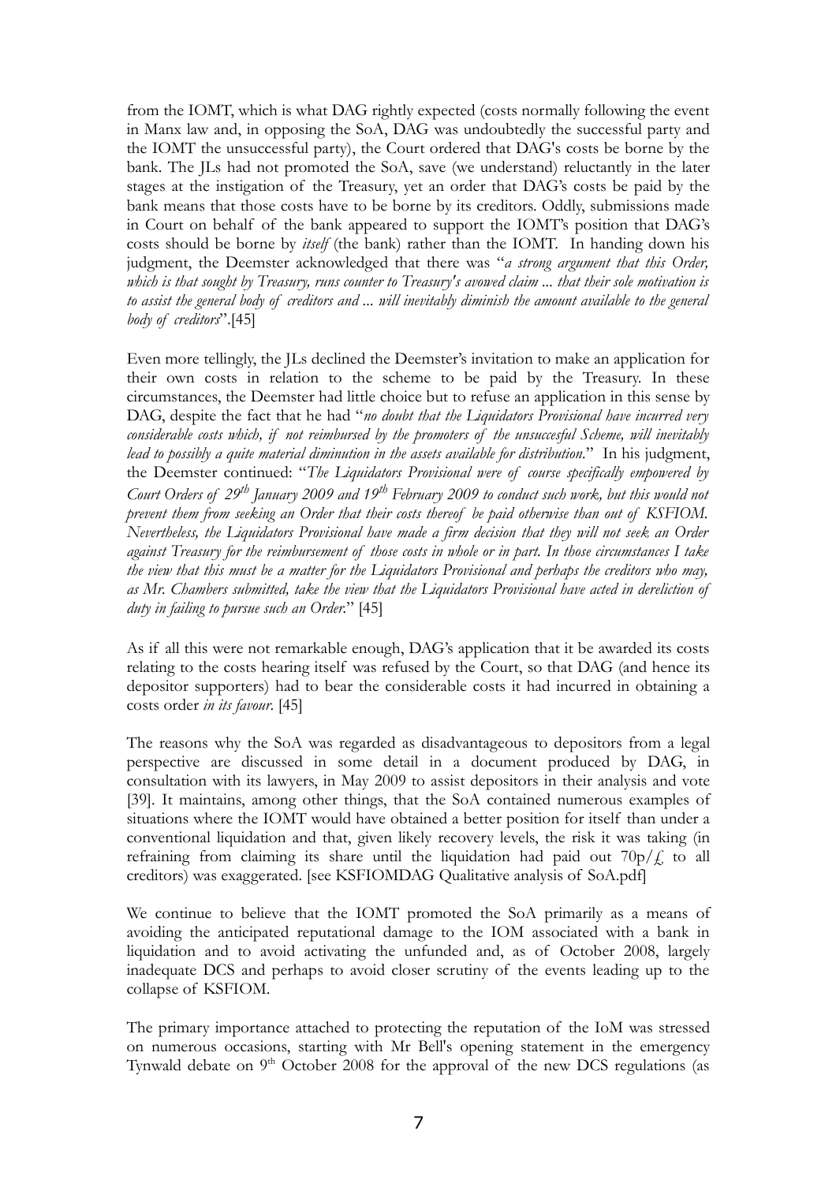from the IOMT, which is what DAG rightly expected (costs normally following the event in Manx law and, in opposing the SoA, DAG was undoubtedly the successful party and the IOMT the unsuccessful party), the Court ordered that DAG's costs be borne by the bank. The JLs had not promoted the SoA, save (we understand) reluctantly in the later stages at the instigation of the Treasury, yet an order that DAG's costs be paid by the bank means that those costs have to be borne by its creditors. Oddly, submissions made in Court on behalf of the bank appeared to support the IOMT's position that DAG's costs should be borne by *itself* (the bank) rather than the IOMT. In handing down his judgment, the Deemster acknowledged that there was "*a strong argument that this Order, which is that sought by Treasury, runs counter to Treasury's avowed claim ... that their sole motivation is to assist the general body of creditors and ... will inevitably diminish the amount available to the general body of creditors*".[45]

Even more tellingly, the JLs declined the Deemster's invitation to make an application for their own costs in relation to the scheme to be paid by the Treasury. In these circumstances, the Deemster had little choice but to refuse an application in this sense by DAG, despite the fact that he had "*no doubt that the Liquidators Provisional have incurred very considerable costs which, if not reimbursed by the promoters of the unsuccesful Scheme, will inevitably lead to possibly a quite material diminution in the assets available for distribution.*" In his judgment, the Deemster continued: "*The Liquidators Provisional were of course specifically empowered by Court Orders of 29th January 2009 and 19th February 2009 to conduct such work, but this would not prevent them from seeking an Order that their costs thereof be paid otherwise than out of KSFIOM. Nevertheless, the Liquidators Provisional have made a firm decision that they will not seek an Order against Treasury for the reimbursement of those costs in whole or in part. In those circumstances I take the view that this must be a matter for the Liquidators Provisional and perhaps the creditors who may, as Mr. Chambers submitted, take the view that the Liquidators Provisional have acted in dereliction of duty in failing to pursue such an Order.*" [45]

As if all this were not remarkable enough, DAG's application that it be awarded its costs relating to the costs hearing itself was refused by the Court, so that DAG (and hence its depositor supporters) had to bear the considerable costs it had incurred in obtaining a costs order *in its favour*. [45]

The reasons why the SoA was regarded as disadvantageous to depositors from a legal perspective are discussed in some detail in a document produced by DAG, in consultation with its lawyers, in May 2009 to assist depositors in their analysis and vote [39]. It maintains, among other things, that the SoA contained numerous examples of situations where the IOMT would have obtained a better position for itself than under a conventional liquidation and that, given likely recovery levels, the risk it was taking (in refraining from claiming its share until the liquidation had paid out 70p/£ to all creditors) was exaggerated. [see KSFIOMDAG Qualitative analysis of SoA.pdf]

We continue to believe that the IOMT promoted the SoA primarily as a means of avoiding the anticipated reputational damage to the IOM associated with a bank in liquidation and to avoid activating the unfunded and, as of October 2008, largely inadequate DCS and perhaps to avoid closer scrutiny of the events leading up to the collapse of KSFIOM.

The primary importance attached to protecting the reputation of the IoM was stressed on numerous occasions, starting with Mr Bell's opening statement in the emergency Tynwald debate on 9th October 2008 for the approval of the new DCS regulations (as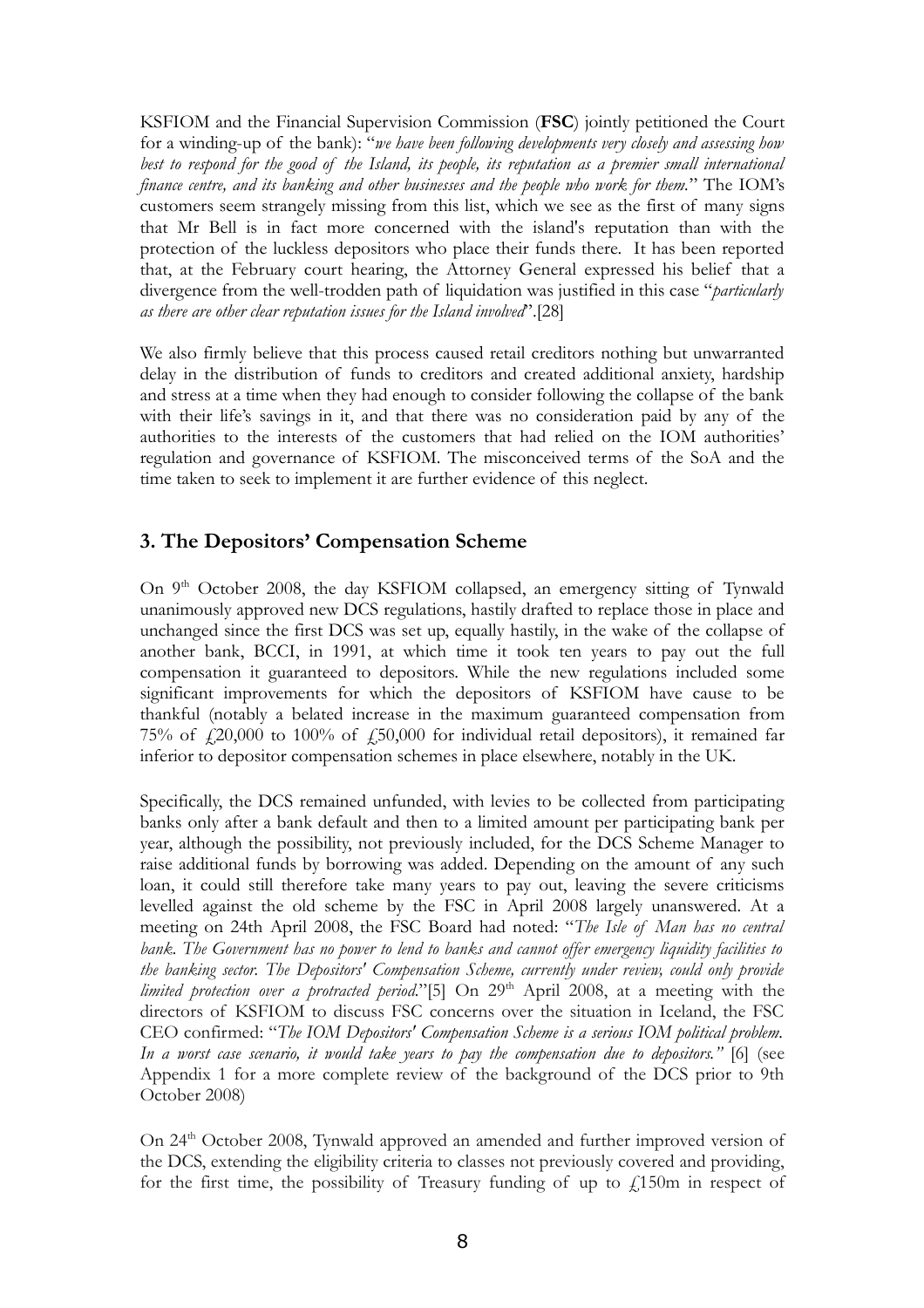KSFIOM and the Financial Supervision Commission (**FSC**) jointly petitioned the Court for a winding-up of the bank): "*we have been following developments very closely and assessing how best to respond for the good of the Island, its people, its reputation as a premier small international finance centre, and its banking and other businesses and the people who work for them.*" The IOM's customers seem strangely missing from this list, which we see as the first of many signs that Mr Bell is in fact more concerned with the island's reputation than with the protection of the luckless depositors who place their funds there. It has been reported that, at the February court hearing, the Attorney General expressed his belief that a divergence from the well-trodden path of liquidation was justified in this case "*particularly as there are other clear reputation issues for the Island involved*".[28]

We also firmly believe that this process caused retail creditors nothing but unwarranted delay in the distribution of funds to creditors and created additional anxiety, hardship and stress at a time when they had enough to consider following the collapse of the bank with their life's savings in it, and that there was no consideration paid by any of the authorities to the interests of the customers that had relied on the IOM authorities' regulation and governance of KSFIOM. The misconceived terms of the SoA and the time taken to seek to implement it are further evidence of this neglect.

## 3. The Depositors' Compensation Scheme

On 9th October 2008, the day KSFIOM collapsed, an emergency sitting of Tynwald unanimously approved new DCS regulations, hastily drafted to replace those in place and unchanged since the first DCS was set up, equally hastily, in the wake of the collapse of another bank, BCCI, in 1991, at which time it took ten years to pay out the full compensation it guaranteed to depositors. While the new regulations included some significant improvements for which the depositors of KSFIOM have cause to be thankful (notably a belated increase in the maximum guaranteed compensation from 75% of £20,000 to 100% of £50,000 for individual retail depositors), it remained far inferior to depositor compensation schemes in place elsewhere, notably in the UK.

Specifically, the DCS remained unfunded, with levies to be collected from participating banks only after a bank default and then to a limited amount per participating bank per year, although the possibility, not previously included, for the DCS Scheme Manager to raise additional funds by borrowing was added. Depending on the amount of any such loan, it could still therefore take many years to pay out, leaving the severe criticisms levelled against the old scheme by the FSC in April 2008 largely unanswered. At a meeting on 24th April 2008, the FSC Board had noted: "*The Isle of Man has no central bank. The Government has no power to lend to banks and cannot offer emergency liquidity facilities to the banking sector. The Depositors' Compensation Scheme, currently under review, could only provide limited protection over a protracted period.*"[5] On 29th April 2008, at a meeting with the directors of KSFIOM to discuss FSC concerns over the situation in Iceland, the FSC CEO confirmed: "*The IOM Depositors' Compensation Scheme is a serious IOM political problem. In a worst case scenario, it would take years to pay the compensation due to depositors.*" [6] (see Appendix 1 for a more complete review of the background of the DCS prior to 9th October 2008)

On 24th October 2008, Tynwald approved an amended and further improved version of the DCS, extending the eligibility criteria to classes not previously covered and providing, for the first time, the possibility of Treasury funding of up to £150m in respect of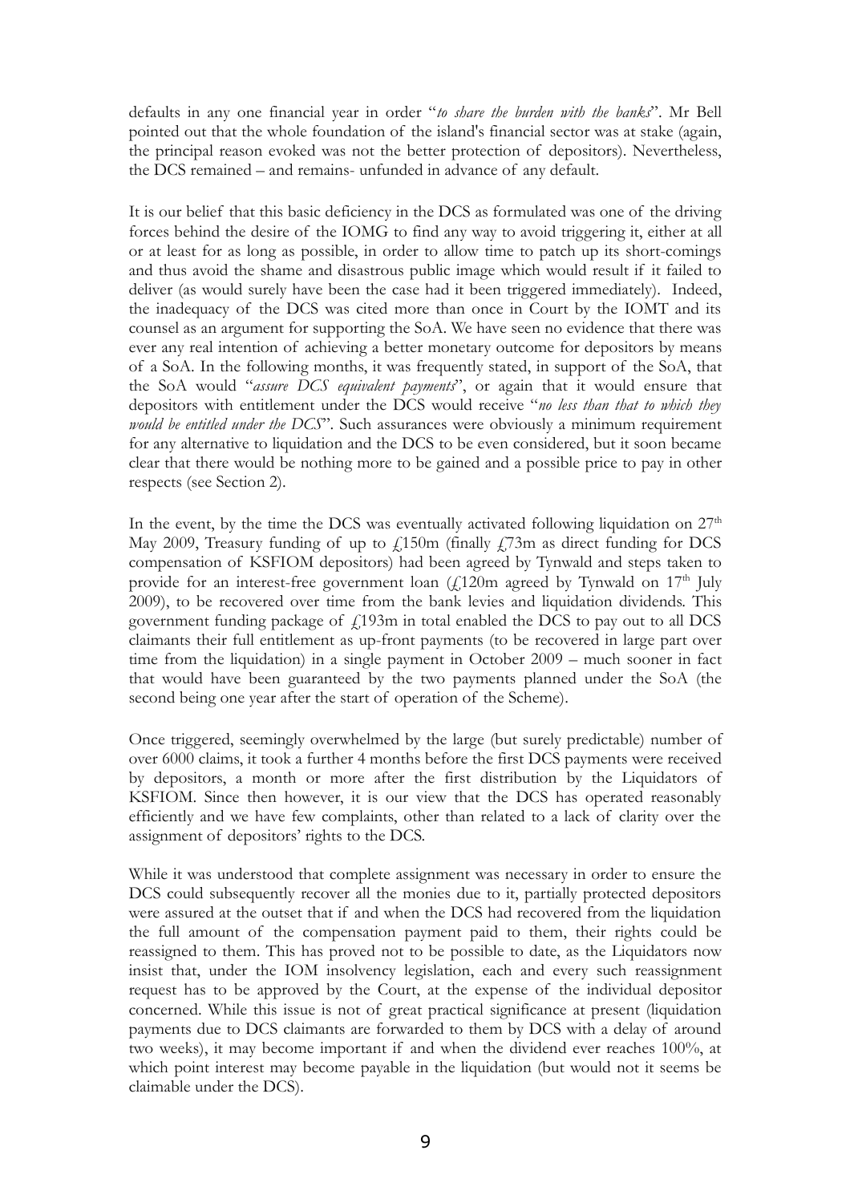defaults in any one financial year in order "*to share the burden with the banks*". Mr Bell pointed out that the whole foundation of the island's financial sector was at stake (again, the principal reason evoked was not the better protection of depositors). Nevertheless, the DCS remained – and remains- unfunded in advance of any default.

It is our belief that this basic deficiency in the DCS as formulated was one of the driving forces behind the desire of the IOMG to find any way to avoid triggering it, either at all or at least for as long as possible, in order to allow time to patch up its short-comings and thus avoid the shame and disastrous public image which would result if it failed to deliver (as would surely have been the case had it been triggered immediately). Indeed, the inadequacy of the DCS was cited more than once in Court by the IOMT and its counsel as an argument for supporting the SoA. We have seen no evidence that there was ever any real intention of achieving a better monetary outcome for depositors by means of a SoA. In the following months, it was frequently stated, in support of the SoA, that the SoA would "*assure DCS equivalent payments*", or again that it would ensure that depositors with entitlement under the DCS would receive "*no less than that to which they would be entitled under the DCS*". Such assurances were obviously a minimum requirement for any alternative to liquidation and the DCS to be even considered, but it soon became clear that there would be nothing more to be gained and a possible price to pay in other respects (see Section 2).

In the event, by the time the DCS was eventually activated following liquidation on 27th May 2009, Treasury funding of up to £150m (finally £73m as direct funding for DCS compensation of KSFIOM depositors) had been agreed by Tynwald and steps taken to provide for an interest-free government loan (£120m agreed by Tynwald on 17th July 2009), to be recovered over time from the bank levies and liquidation dividends. This government funding package of £193m in total enabled the DCS to pay out to all DCS claimants their full entitlement as up-front payments (to be recovered in large part over time from the liquidation) in a single payment in October 2009 – much sooner in fact that would have been guaranteed by the two payments planned under the SoA (the second being one year after the start of operation of the Scheme).

Once triggered, seemingly overwhelmed by the large (but surely predictable) number of over 6000 claims, it took a further 4 months before the first DCS payments were received by depositors, a month or more after the first distribution by the Liquidators of KSFIOM. Since then however, it is our view that the DCS has operated reasonably efficiently and we have few complaints, other than related to a lack of clarity over the assignment of depositors' rights to the DCS.

While it was understood that complete assignment was necessary in order to ensure the DCS could subsequently recover all the monies due to it, partially protected depositors were assured at the outset that if and when the DCS had recovered from the liquidation the full amount of the compensation payment paid to them, their rights could be reassigned to them. This has proved not to be possible to date, as the Liquidators now insist that, under the IOM insolvency legislation, each and every such reassignment request has to be approved by the Court, at the expense of the individual depositor concerned. While this issue is not of great practical significance at present (liquidation payments due to DCS claimants are forwarded to them by DCS with a delay of around two weeks), it may become important if and when the dividend ever reaches 100%, at which point interest may become payable in the liquidation (but would not it seems be claimable under the DCS).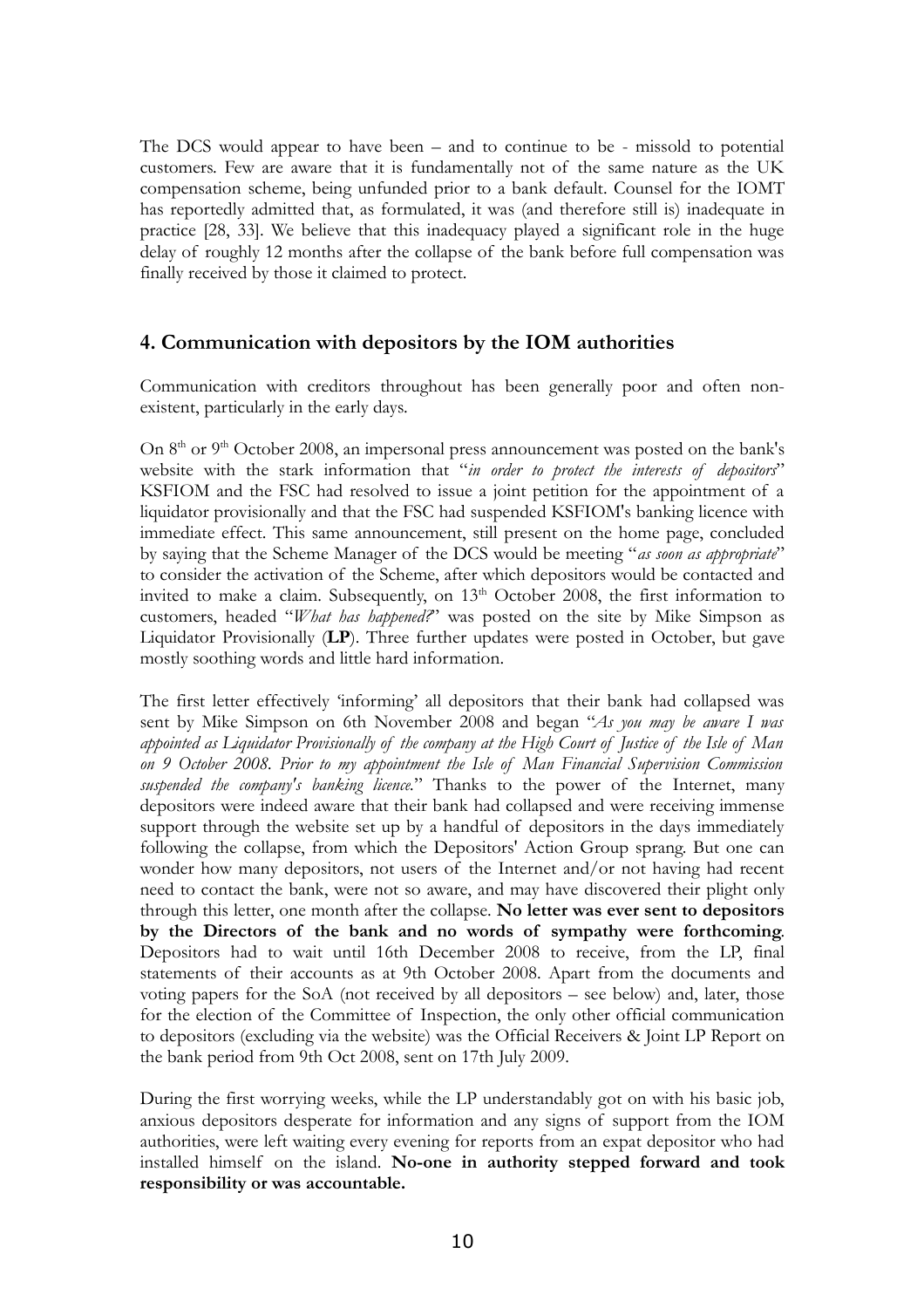The DCS would appear to have been – and to continue to be - missold to potential customers. Few are aware that it is fundamentally not of the same nature as the UK compensation scheme, being unfunded prior to a bank default. Counsel for the IOMT has reportedly admitted that, as formulated, it was (and therefore still is) inadequate in practice [28, 33]. We believe that this inadequacy played a significant role in the huge delay of roughly 12 months after the collapse of the bank before full compensation was finally received by those it claimed to protect.

## 4. Communication with depositors by the IOM authorities

Communication with creditors throughout has been generally poor and often non-existent, particularly in the early days.

On 8th or 9th October 2008, an impersonal press announcement was posted on the bank's website with the stark information that "*in order to protect the interests of depositors*" KSFIOM and the FSC had resolved to issue a joint petition for the appointment of a liquidator provisionally and that the FSC had suspended KSFIOM's banking licence with immediate effect. This same announcement, still present on the home page, concluded by saying that the Scheme Manager of the DCS would be meeting "*as soon as appropriate*" to consider the activation of the Scheme, after which depositors would be contacted and invited to make a claim. Subsequently, on 13th October 2008, the first information to customers, headed "*What has happened?*" was posted on the site by Mike Simpson as Liquidator Provisionally (**LP**). Three further updates were posted in October, but gave mostly soothing words and little hard information.

The first letter effectively 'informing' all depositors that their bank had collapsed was sent by Mike Simpson on 6th November 2008 and began "*As you may be aware I was appointed as Liquidator Provisionally of the company at the High Court of Justice of the Isle of Man on 9 October 2008. Prior to my appointment the Isle of Man Financial Supervision Commission suspended the company's banking licence.*" Thanks to the power of the Internet, many depositors were indeed aware that their bank had collapsed and were receiving immense support through the website set up by a handful of depositors in the days immediately following the collapse, from which the Depositors' Action Group sprang. But one can wonder how many depositors, not users of the Internet and/or not having had recent need to contact the bank, were not so aware, and may have discovered their plight only through this letter, one month after the collapse. **No letter was ever sent to depositors by the Directors of the bank and no words of sympathy were forthcoming**. Depositors had to wait until 16th December 2008 to receive, from the LP, final statements of their accounts as at 9th October 2008. Apart from the documents and voting papers for the SoA (not received by all depositors – see below) and, later, those for the election of the Committee of Inspection, the only other official communication to depositors (excluding via the website) was the Official Receivers & Joint LP Report on the bank period from 9th Oct 2008, sent on 17th July 2009.

During the first worrying weeks, while the LP understandably got on with his basic job, anxious depositors desperate for information and any signs of support from the IOM authorities, were left waiting every evening for reports from an expat depositor who had installed himself on the island. **No-one in authority stepped forward and took responsibility or was accountable.**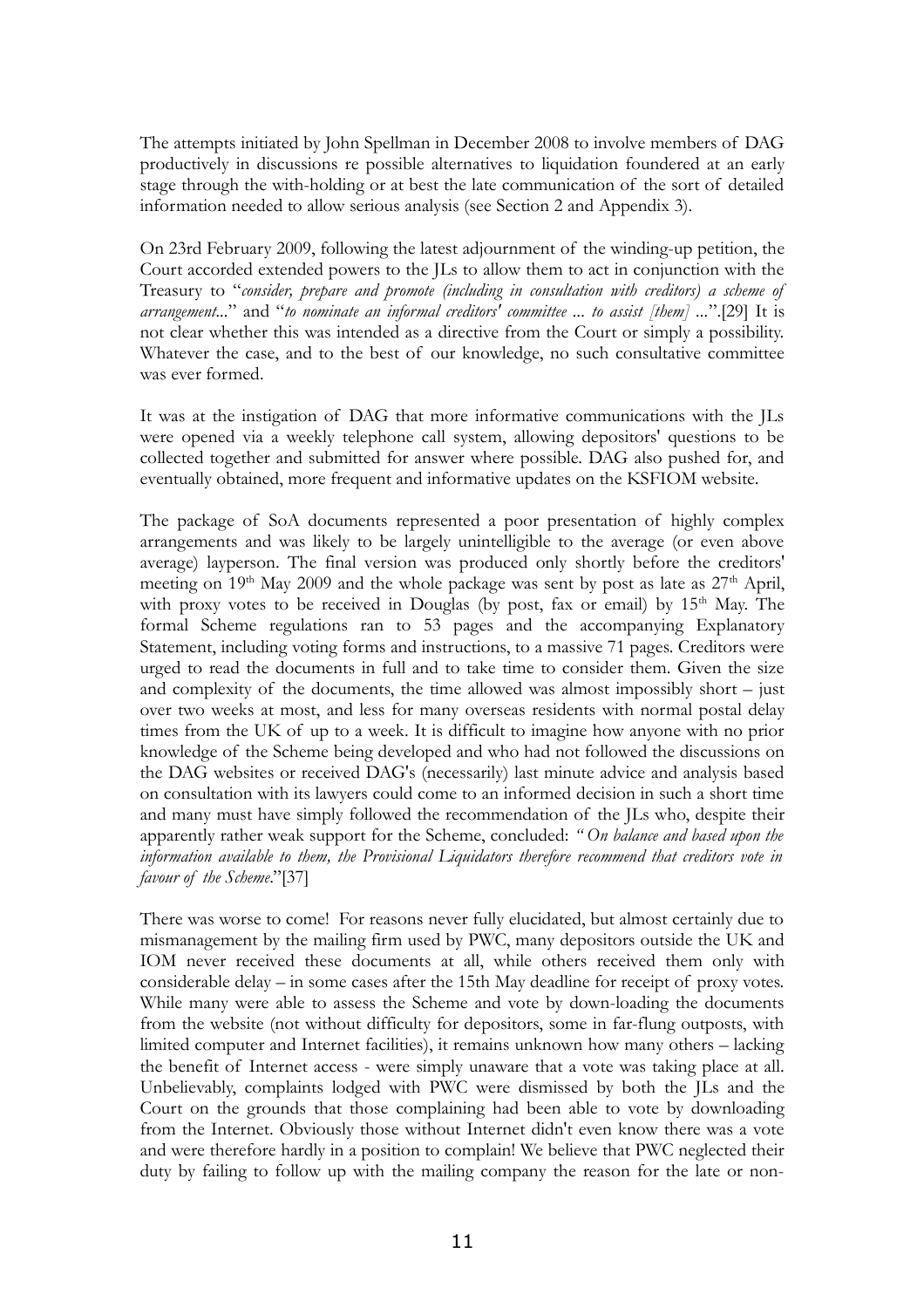The attempts initiated by John Spellman in December 2008 to involve members of DAG productively in discussions re possible alternatives to liquidation foundered at an early stage through the with-holding or at best the late communication of the sort of detailed information needed to allow serious analysis (see Section 2 and Appendix 3).

On 23rd February 2009, following the latest adjournment of the winding-up petition, the Court accorded extended powers to the JLs to allow them to act in conjunction with the Treasury to "*consider, prepare and promote (including in consultation with creditors) a scheme of arrangement...*" and "*to nominate an informal creditors' committee ... to assist [them] ...*".[29] It is not clear whether this was intended as a directive from the Court or simply a possibility. Whatever the case, and to the best of our knowledge, no such consultative committee was ever formed.

It was at the instigation of DAG that more informative communications with the JLs were opened via a weekly telephone call system, allowing depositors' questions to be collected together and submitted for answer where possible. DAG also pushed for, and eventually obtained, more frequent and informative updates on the KSFIOM website.

The package of SoA documents represented a poor presentation of highly complex arrangements and was likely to be largely unintelligible to the average (or even above average) layperson. The final version was produced only shortly before the creditors' meeting on 19th May 2009 and the whole package was sent by post as late as 27th April, with proxy votes to be received in Douglas (by post, fax or email) by 15th May. The formal Scheme regulations ran to 53 pages and the accompanying Explanatory Statement, including voting forms and instructions, to a massive 71 pages. Creditors were urged to read the documents in full and to take time to consider them. Given the size and complexity of the documents, the time allowed was almost impossibly short – just over two weeks at most, and less for many overseas residents with normal postal delay times from the UK of up to a week. It is difficult to imagine how anyone with no prior knowledge of the Scheme being developed and who had not followed the discussions on the DAG websites or received DAG's (necessarily) last minute advice and analysis based on consultation with its lawyers could come to an informed decision in such a short time and many must have simply followed the recommendation of the JLs who, despite their apparently rather weak support for the Scheme, concluded: *"On balance and based upon the information available to them, the Provisional Liquidators therefore recommend that creditors vote in favour of the Scheme.*"[37]

There was worse to come! For reasons never fully elucidated, but almost certainly due to mismanagement by the mailing firm used by PWC, many depositors outside the UK and IOM never received these documents at all, while others received them only with considerable delay – in some cases after the 15th May deadline for receipt of proxy votes. While many were able to assess the Scheme and vote by down-loading the documents from the website (not without difficulty for depositors, some in far-flung outposts, with limited computer and Internet facilities), it remains unknown how many others – lacking the benefit of Internet access - were simply unaware that a vote was taking place at all. Unbelievably, complaints lodged with PWC were dismissed by both the JLs and the Court on the grounds that those complaining had been able to vote by downloading from the Internet. Obviously those without Internet didn't even know there was a vote and were therefore hardly in a position to complain! We believe that PWC neglected their duty by failing to follow up with the mailing company the reason for the late or non-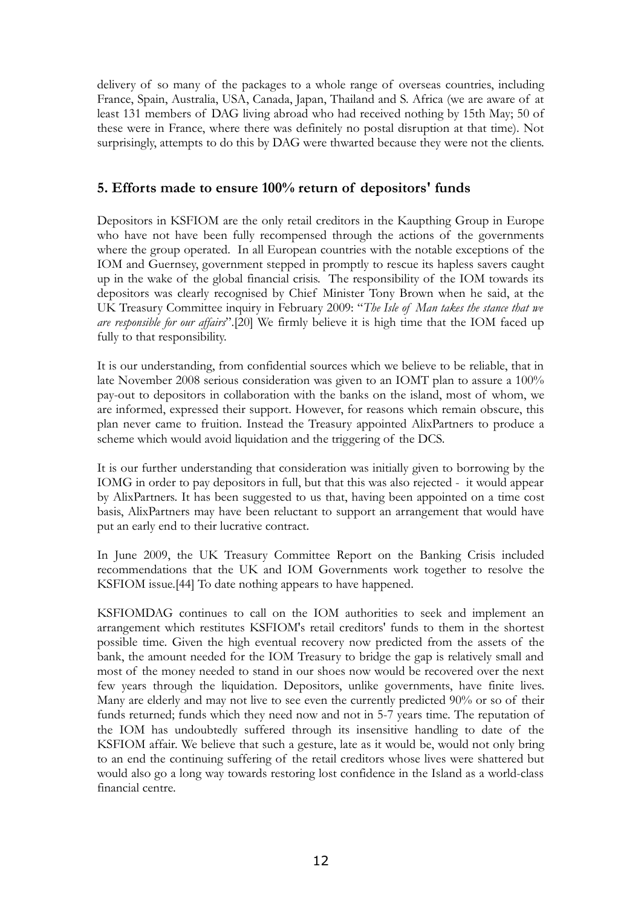delivery of so many of the packages to a whole range of overseas countries, including France, Spain, Australia, USA, Canada, Japan, Thailand and S. Africa (we are aware of at least 131 members of DAG living abroad who had received nothing by 15th May; 50 of these were in France, where there was definitely no postal disruption at that time). Not surprisingly, attempts to do this by DAG were thwarted because they were not the clients.

## 5. Efforts made to ensure 100% return of depositors' funds

Depositors in KSFIOM are the only retail creditors in the Kaupthing Group in Europe who have not have been fully recompensed through the actions of the governments where the group operated. In all European countries with the notable exceptions of the IOM and Guernsey, government stepped in promptly to rescue its hapless savers caught up in the wake of the global financial crisis. The responsibility of the IOM towards its depositors was clearly recognised by Chief Minister Tony Brown when he said, at the UK Treasury Committee inquiry in February 2009: "*The Isle of Man takes the stance that we are responsible for our affairs*".[20] We firmly believe it is high time that the IOM faced up fully to that responsibility.

It is our understanding, from confidential sources which we believe to be reliable, that in late November 2008 serious consideration was given to an IOMT plan to assure a 100% pay-out to depositors in collaboration with the banks on the island, most of whom, we are informed, expressed their support. However, for reasons which remain obscure, this plan never came to fruition. Instead the Treasury appointed AlixPartners to produce a scheme which would avoid liquidation and the triggering of the DCS.

It is our further understanding that consideration was initially given to borrowing by the IOMG in order to pay depositors in full, but that this was also rejected - it would appear by AlixPartners. It has been suggested to us that, having been appointed on a time cost basis, AlixPartners may have been reluctant to support an arrangement that would have put an early end to their lucrative contract.

In June 2009, the UK Treasury Committee Report on the Banking Crisis included recommendations that the UK and IOM Governments work together to resolve the KSFIOM issue.[44] To date nothing appears to have happened.

KSFIOMDAG continues to call on the IOM authorities to seek and implement an arrangement which restitutes KSFIOM's retail creditors' funds to them in the shortest possible time. Given the high eventual recovery now predicted from the assets of the bank, the amount needed for the IOM Treasury to bridge the gap is relatively small and most of the money needed to stand in our shoes now would be recovered over the next few years through the liquidation. Depositors, unlike governments, have finite lives. Many are elderly and may not live to see even the currently predicted 90% or so of their funds returned; funds which they need now and not in 5-7 years time. The reputation of the IOM has undoubtedly suffered through its insensitive handling to date of the KSFIOM affair. We believe that such a gesture, late as it would be, would not only bring to an end the continuing suffering of the retail creditors whose lives were shattered but would also go a long way towards restoring lost confidence in the Island as a world-class financial centre.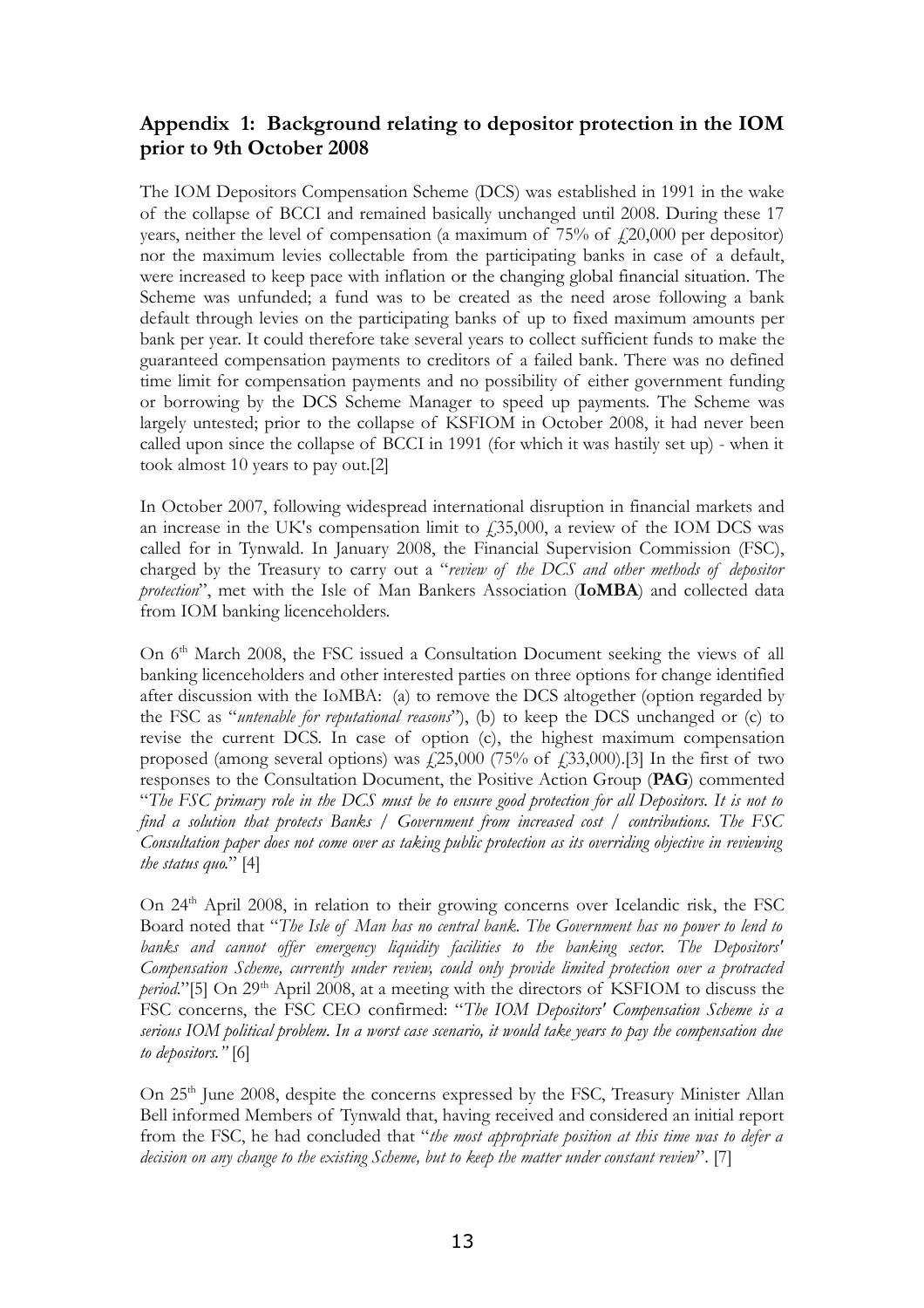## Appendix 1: Background relating to depositor protection in the IOM prior to 9th October 2008

The IOM Depositors Compensation Scheme (DCS) was established in 1991 in the wake of the collapse of BCCI and remained basically unchanged until 2008. During these 17 years, neither the level of compensation (a maximum of 75% of £20,000 per depositor) nor the maximum levies collectable from the participating banks in case of a default, were increased to keep pace with inflation or the changing global financial situation. The Scheme was unfunded; a fund was to be created as the need arose following a bank default through levies on the participating banks of up to fixed maximum amounts per bank per year. It could therefore take several years to collect sufficient funds to make the guaranteed compensation payments to creditors of a failed bank. There was no defined time limit for compensation payments and no possibility of either government funding or borrowing by the DCS Scheme Manager to speed up payments. The Scheme was largely untested; prior to the collapse of KSFIOM in October 2008, it had never been called upon since the collapse of BCCI in 1991 (for which it was hastily set up) - when it took almost 10 years to pay out.[2]

In October 2007, following widespread international disruption in financial markets and an increase in the UK's compensation limit to £35,000, a review of the IOM DCS was called for in Tynwald. In January 2008, the Financial Supervision Commission (FSC), charged by the Treasury to carry out a "*review of the DCS and other methods of depositor protection*", met with the Isle of Man Bankers Association (**IoMBA**) and collected data from IOM banking licenceholders.

On 6th March 2008, the FSC issued a Consultation Document seeking the views of all banking licenceholders and other interested parties on three options for change identified after discussion with the IoMBA: (a) to remove the DCS altogether (option regarded by the FSC as "*untenable for reputational reasons*"), (b) to keep the DCS unchanged or (c) to revise the current DCS. In case of option (c), the highest maximum compensation proposed (among several options) was £25,000 (75% of £33,000).[3] In the first of two responses to the Consultation Document, the Positive Action Group (**PAG**) commented "*The FSC primary role in the DCS must be to ensure good protection for all Depositors. It is not to find a solution that protects Banks / Government from increased cost / contributions. The FSC Consultation paper does not come over as taking public protection as its overriding objective in reviewing the status quo.*" [4]

On 24th April 2008, in relation to their growing concerns over Icelandic risk, the FSC Board noted that "*The Isle of Man has no central bank. The Government has no power to lend to banks and cannot offer emergency liquidity facilities to the banking sector. The Depositors' Compensation Scheme, currently under review, could only provide limited protection over a protracted period.*"[5] On 29th April 2008, at a meeting with the directors of KSFIOM to discuss the FSC concerns, the FSC CEO confirmed: "*The IOM Depositors' Compensation Scheme is a serious IOM political problem. In a worst case scenario, it would take years to pay the compensation due to depositors."* [6]

On 25th June 2008, despite the concerns expressed by the FSC, Treasury Minister Allan Bell informed Members of Tynwald that, having received and considered an initial report from the FSC, he had concluded that "*the most appropriate position at this time was to defer a decision on any change to the existing Scheme, but to keep the matter under constant review*". [7]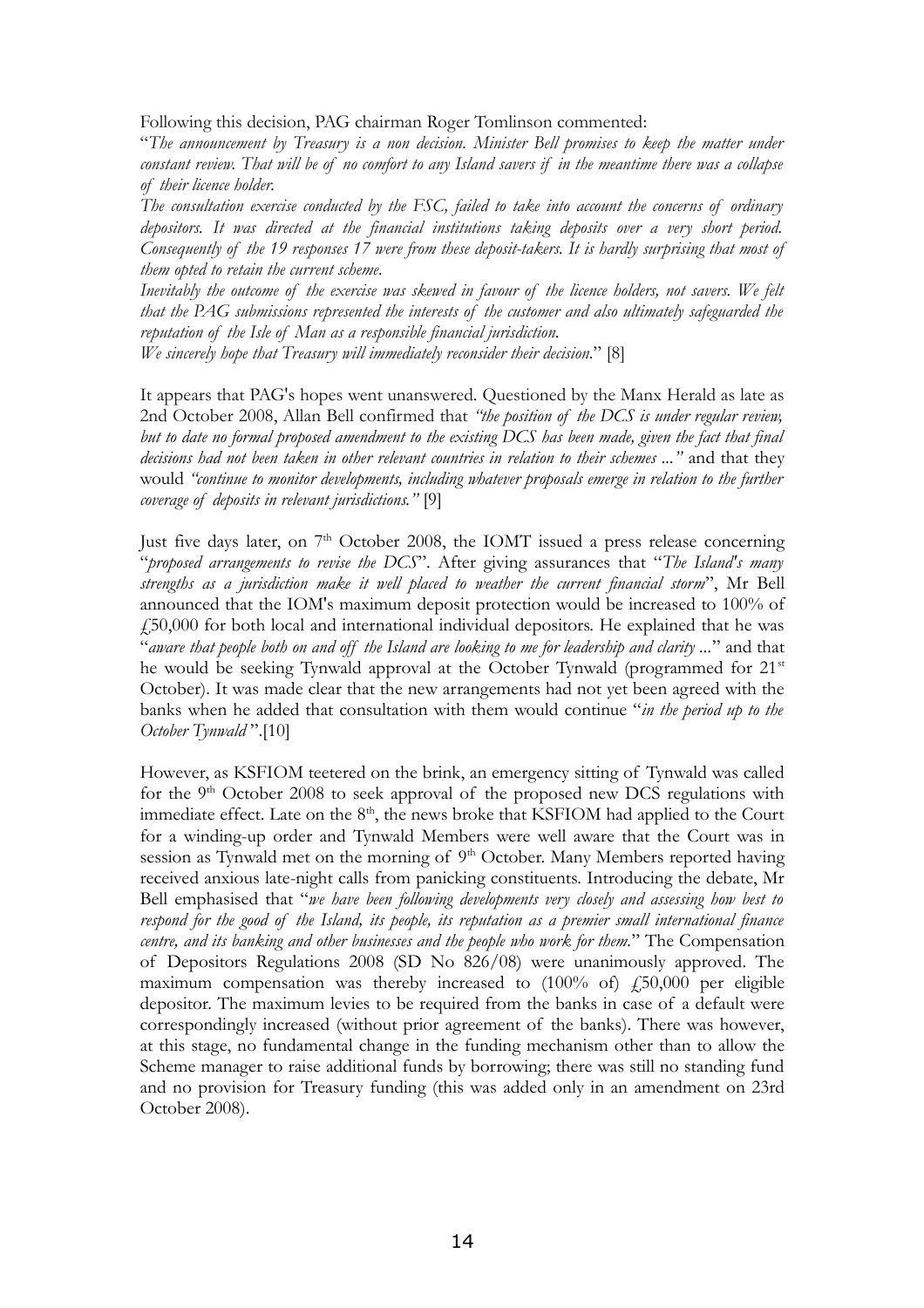Following this decision, PAG chairman Roger Tomlinson commented:

"*The announcement by Treasury is a non decision. Minister Bell promises to keep the matter under constant review. That will be of no comfort to any Island savers if in the meantime there was a collapse of their licence holder.*

*The consultation exercise conducted by the FSC, failed to take into account the concerns of ordinary depositors. It was directed at the financial institutions taking deposits over a very short period. Consequently of the 19 responses 17 were from these deposit-takers. It is hardly surprising that most of them opted to retain the current scheme.*

*Inevitably the outcome of the exercise was skewed in favour of the licence holders, not savers. We felt that the PAG submissions represented the interests of the customer and also ultimately safeguarded the reputation of the Isle of Man as a responsible financial jurisdiction.*

*We sincerely hope that Treasury will immediately reconsider their decision.*" [8]

It appears that PAG's hopes went unanswered. Questioned by the Manx Herald as late as 2nd October 2008, Allan Bell confirmed that *"the position of the DCS is under regular review, but to date no formal proposed amendment to the existing DCS has been made, given the fact that final decisions had not been taken in other relevant countries in relation to their schemes ..."* and that they would *"continue to monitor developments, including whatever proposals emerge in relation to the further coverage of deposits in relevant jurisdictions."* [9]

Just five days later, on 7th October 2008, the IOMT issued a press release concerning "*proposed arrangements to revise the DCS*". After giving assurances that "*The Island's many strengths as a jurisdiction make it well placed to weather the current financial storm*", Mr Bell announced that the IOM's maximum deposit protection would be increased to 100% of £50,000 for both local and international individual depositors. He explained that he was "*aware that people both on and off the Island are looking to me for leadership and clarity ...*" and that he would be seeking Tynwald approval at the October Tynwald (programmed for 21st October). It was made clear that the new arrangements had not yet been agreed with the banks when he added that consultation with them would continue "*in the period up to the October Tynwald* ".[10]

However, as KSFIOM teetered on the brink, an emergency sitting of Tynwald was called for the 9th October 2008 to seek approval of the proposed new DCS regulations with immediate effect. Late on the 8th, the news broke that KSFIOM had applied to the Court for a winding-up order and Tynwald Members were well aware that the Court was in session as Tynwald met on the morning of 9th October. Many Members reported having received anxious late-night calls from panicking constituents. Introducing the debate, Mr Bell emphasised that "*we have been following developments very closely and assessing how best to respond for the good of the Island, its people, its reputation as a premier small international finance centre, and its banking and other businesses and the people who work for them.*" The Compensation of Depositors Regulations 2008 (SD No 826/08) were unanimously approved. The maximum compensation was thereby increased to (100% of) £50,000 per eligible depositor. The maximum levies to be required from the banks in case of a default were correspondingly increased (without prior agreement of the banks). There was however, at this stage, no fundamental change in the funding mechanism other than to allow the Scheme manager to raise additional funds by borrowing; there was still no standing fund and no provision for Treasury funding (this was added only in an amendment on 23rd October 2008).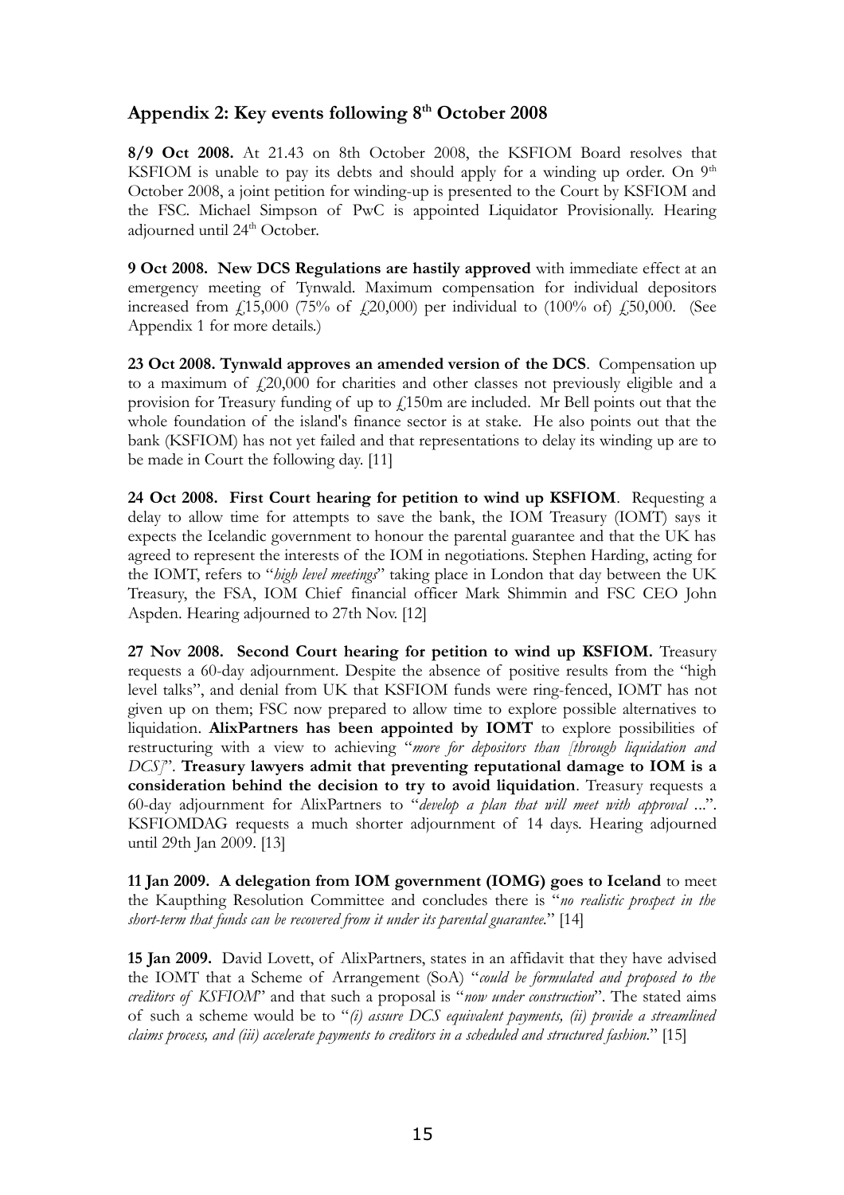## Appendix 2: Key events following 8th October 2008

**8/9 Oct 2008.** At 21.43 on 8th October 2008, the KSFIOM Board resolves that KSFIOM is unable to pay its debts and should apply for a winding up order. On 9th October 2008, a joint petition for winding-up is presented to the Court by KSFIOM and the FSC. Michael Simpson of PwC is appointed Liquidator Provisionally. Hearing adjourned until 24th October.

**9 Oct 2008. New DCS Regulations are hastily approved** with immediate effect at an emergency meeting of Tynwald. Maximum compensation for individual depositors increased from £15,000 (75% of £20,000) per individual to (100% of) £50,000. (See Appendix 1 for more details.)

**23 Oct 2008. Tynwald approves an amended version of the DCS**. Compensation up to a maximum of £20,000 for charities and other classes not previously eligible and a provision for Treasury funding of up to £150m are included. Mr Bell points out that the whole foundation of the island's finance sector is at stake. He also points out that the bank (KSFIOM) has not yet failed and that representations to delay its winding up are to be made in Court the following day. [11]

**24 Oct 2008. First Court hearing for petition to wind up KSFIOM**. Requesting a delay to allow time for attempts to save the bank, the IOM Treasury (IOMT) says it expects the Icelandic government to honour the parental guarantee and that the UK has agreed to represent the interests of the IOM in negotiations. Stephen Harding, acting for the IOMT, refers to "*high level meetings*" taking place in London that day between the UK Treasury, the FSA, IOM Chief financial officer Mark Shimmin and FSC CEO John Aspden. Hearing adjourned to 27th Nov. [12]

**27 Nov 2008. Second Court hearing for petition to wind up KSFIOM.** Treasury requests a 60-day adjournment. Despite the absence of positive results from the "high level talks", and denial from UK that KSFIOM funds were ring-fenced, IOMT has not given up on them; FSC now prepared to allow time to explore possible alternatives to liquidation. **AlixPartners has been appointed by IOMT** to explore possibilities of restructuring with a view to achieving "*more for depositors than [through liquidation and DCS]*". **Treasury lawyers admit that preventing reputational damage to IOM is a consideration behind the decision to try to avoid liquidation**. Treasury requests a 60-day adjournment for AlixPartners to "*develop a plan that will meet with approval* ...". KSFIOMDAG requests a much shorter adjournment of 14 days. Hearing adjourned until 29th Jan 2009. [13]

**11 Jan 2009. A delegation from IOM government (IOMG) goes to Iceland** to meet the Kaupthing Resolution Committee and concludes there is "*no realistic prospect in the short-term that funds can be recovered from it under its parental guarantee.*" [14]

**15 Jan 2009.** David Lovett, of AlixPartners, states in an affidavit that they have advised the IOMT that a Scheme of Arrangement (SoA) "*could be formulated and proposed to the creditors of KSFIOM*" and that such a proposal is "*now under construction*". The stated aims of such a scheme would be to "*(i) assure DCS equivalent payments, (ii) provide a streamlined claims process, and (iii) accelerate payments to creditors in a scheduled and structured fashion.*" [15]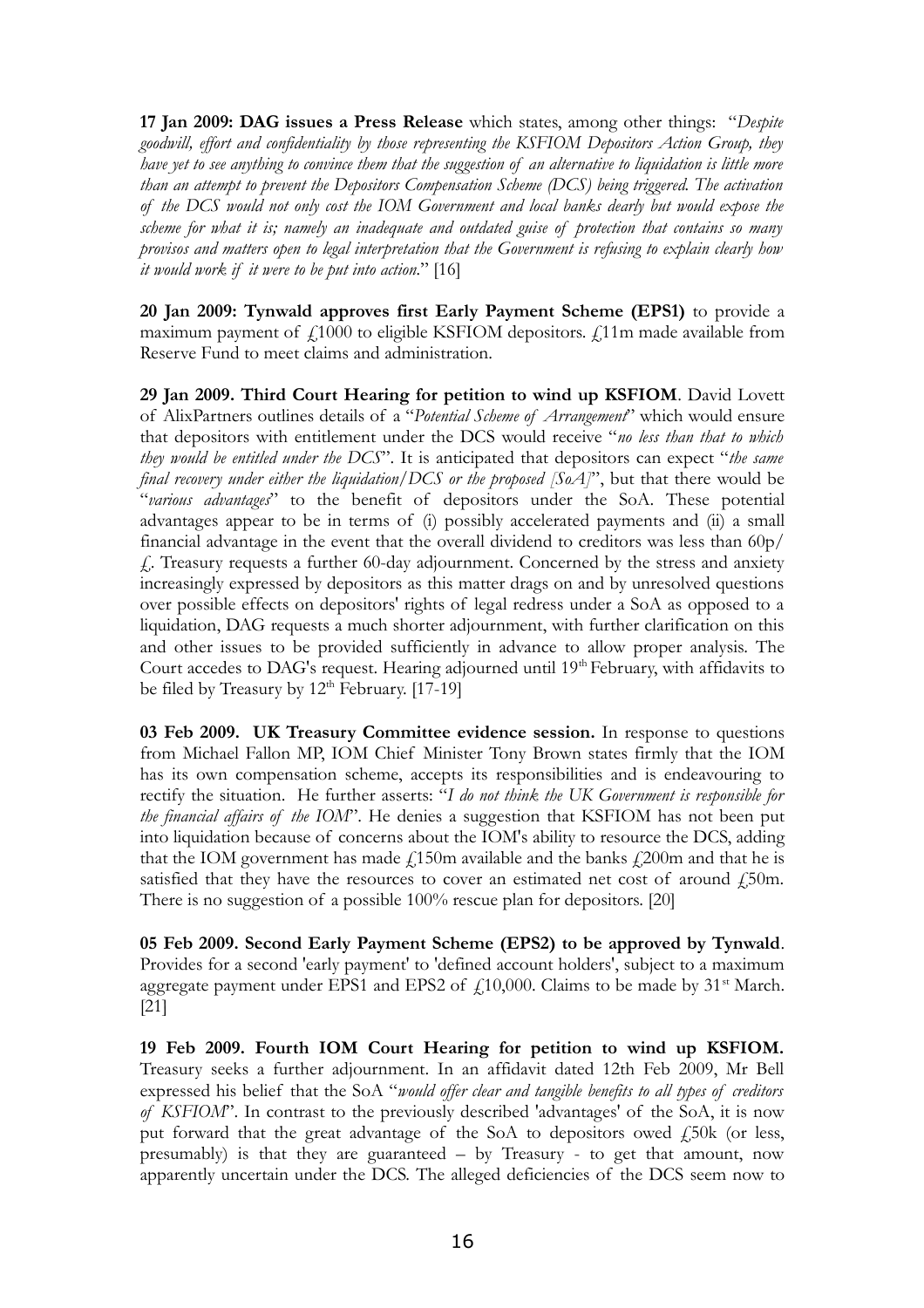**17 Jan 2009: DAG issues a Press Release** which states, among other things: "*Despite goodwill, effort and confidentiality by those representing the KSFIOM Depositors Action Group, they have yet to see anything to convince them that the suggestion of an alternative to liquidation is little more than an attempt to prevent the Depositors Compensation Scheme (DCS) being triggered. The activation of the DCS would not only cost the IOM Government and local banks dearly but would expose the scheme for what it is; namely an inadequate and outdated guise of protection that contains so many provisos and matters open to legal interpretation that the Government is refusing to explain clearly how it would work if it were to be put into action.*" [16]

**20 Jan 2009: Tynwald approves first Early Payment Scheme (EPS1)** to provide a maximum payment of £1000 to eligible KSFIOM depositors. £11m made available from Reserve Fund to meet claims and administration.

**29 Jan 2009. Third Court Hearing for petition to wind up KSFIOM**. David Lovett of AlixPartners outlines details of a "*Potential Scheme of Arrangement*" which would ensure that depositors with entitlement under the DCS would receive "*no less than that to which they would be entitled under the DCS*". It is anticipated that depositors can expect "*the same final recovery under either the liquidation/DCS or the proposed [SoA]*", but that there would be "*various advantages*" to the benefit of depositors under the SoA. These potential advantages appear to be in terms of (i) possibly accelerated payments and (ii) a small financial advantage in the event that the overall dividend to creditors was less than 60p/£. Treasury requests a further 60-day adjournment. Concerned by the stress and anxiety increasingly expressed by depositors as this matter drags on and by unresolved questions over possible effects on depositors' rights of legal redress under a SoA as opposed to a liquidation, DAG requests a much shorter adjournment, with further clarification on this and other issues to be provided sufficiently in advance to allow proper analysis. The Court accedes to DAG's request. Hearing adjourned until 19th February, with affidavits to be filed by Treasury by 12th February. [17-19]

**03 Feb 2009. UK Treasury Committee evidence session.** In response to questions from Michael Fallon MP, IOM Chief Minister Tony Brown states firmly that the IOM has its own compensation scheme, accepts its responsibilities and is endeavouring to rectify the situation. He further asserts: "*I do not think the UK Government is responsible for the financial affairs of the IOM*". He denies a suggestion that KSFIOM has not been put into liquidation because of concerns about the IOM's ability to resource the DCS, adding that the IOM government has made £150m available and the banks £200m and that he is satisfied that they have the resources to cover an estimated net cost of around £50m. There is no suggestion of a possible 100% rescue plan for depositors. [20]

**05 Feb 2009. Second Early Payment Scheme (EPS2) to be approved by Tynwald**. Provides for a second 'early payment' to 'defined account holders', subject to a maximum aggregate payment under EPS1 and EPS2 of £10,000. Claims to be made by 31st March. [21]

**19 Feb 2009. Fourth IOM Court Hearing for petition to wind up KSFIOM.** Treasury seeks a further adjournment. In an affidavit dated 12th Feb 2009, Mr Bell expressed his belief that the SoA "*would offer clear and tangible benefits to all types of creditors of KSFIOM*". In contrast to the previously described 'advantages' of the SoA, it is now put forward that the great advantage of the SoA to depositors owed £50k (or less, presumably) is that they are guaranteed – by Treasury - to get that amount, now apparently uncertain under the DCS. The alleged deficiencies of the DCS seem now to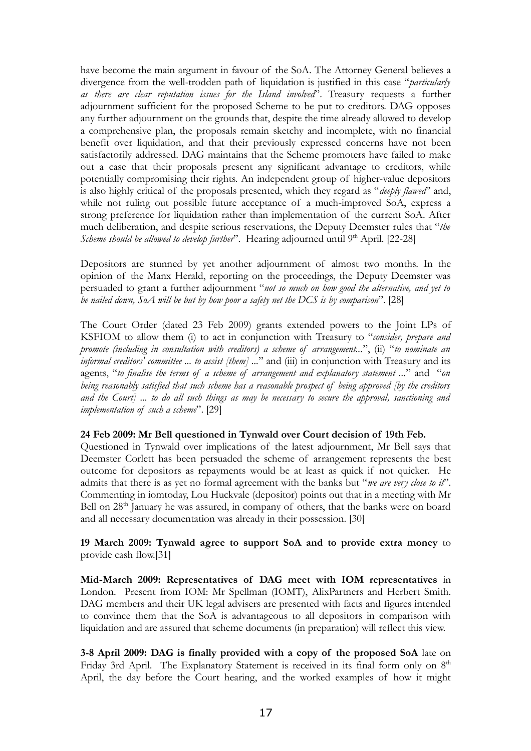have become the main argument in favour of the SoA. The Attorney General believes a divergence from the well-trodden path of liquidation is justified in this case "*particularly as there are clear reputation issues for the Island involved*". Treasury requests a further adjournment sufficient for the proposed Scheme to be put to creditors. DAG opposes any further adjournment on the grounds that, despite the time already allowed to develop a comprehensive plan, the proposals remain sketchy and incomplete, with no financial benefit over liquidation, and that their previously expressed concerns have not been satisfactorily addressed. DAG maintains that the Scheme promoters have failed to make out a case that their proposals present any significant advantage to creditors, while potentially compromising their rights. An independent group of higher-value depositors is also highly critical of the proposals presented, which they regard as "*deeply flawed*" and, while not ruling out possible future acceptance of a much-improved SoA, express a strong preference for liquidation rather than implementation of the current SoA. After much deliberation, and despite serious reservations, the Deputy Deemster rules that "*the Scheme should be allowed to develop further*". Hearing adjourned until 9th April. [22-28]

Depositors are stunned by yet another adjournment of almost two months. In the opinion of the Manx Herald, reporting on the proceedings, the Deputy Deemster was persuaded to grant a further adjournment "*not so much on how good the alternative, and yet to be nailed down, SoA will be but by how poor a safety net the DCS is by comparison*". [28]

The Court Order (dated 23 Feb 2009) grants extended powers to the Joint LPs of KSFIOM to allow them (i) to act in conjunction with Treasury to "*consider, prepare and promote (including in consultation with creditors) a scheme of arrangement...*", (ii) "*to nominate an informal creditors' committee ... to assist [them] ...*" and (iii) in conjunction with Treasury and its agents, "*to finalise the terms of a scheme of arrangement and explanatory statement ...*" and "*on being reasonably satisfied that such scheme has a reasonable prospect of being approved [by the creditors and the Court] ... to do all such things as may be necessary to secure the approval, sanctioning and implementation of such a scheme*". [29]

**24 Feb 2009: Mr Bell questioned in Tynwald over Court decision of 19th Feb.**
Questioned in Tynwald over implications of the latest adjournment, Mr Bell says that Deemster Corlett has been persuaded the scheme of arrangement represents the best outcome for depositors as repayments would be at least as quick if not quicker. He admits that there is as yet no formal agreement with the banks but "*we are very close to it*". Commenting in iomtoday, Lou Huckvale (depositor) points out that in a meeting with Mr Bell on 28th January he was assured, in company of others, that the banks were on board and all necessary documentation was already in their possession. [30]

**19 March 2009: Tynwald agree to support SoA and to provide extra money** to provide cash flow.[31]

**Mid-March 2009: Representatives of DAG meet with IOM representatives** in London. Present from IOM: Mr Spellman (IOMT), AlixPartners and Herbert Smith. DAG members and their UK legal advisers are presented with facts and figures intended to convince them that the SoA is advantageous to all depositors in comparison with liquidation and are assured that scheme documents (in preparation) will reflect this view.

**3-8 April 2009: DAG is finally provided with a copy of the proposed SoA** late on Friday 3rd April. The Explanatory Statement is received in its final form only on 8th April, the day before the Court hearing, and the worked examples of how it might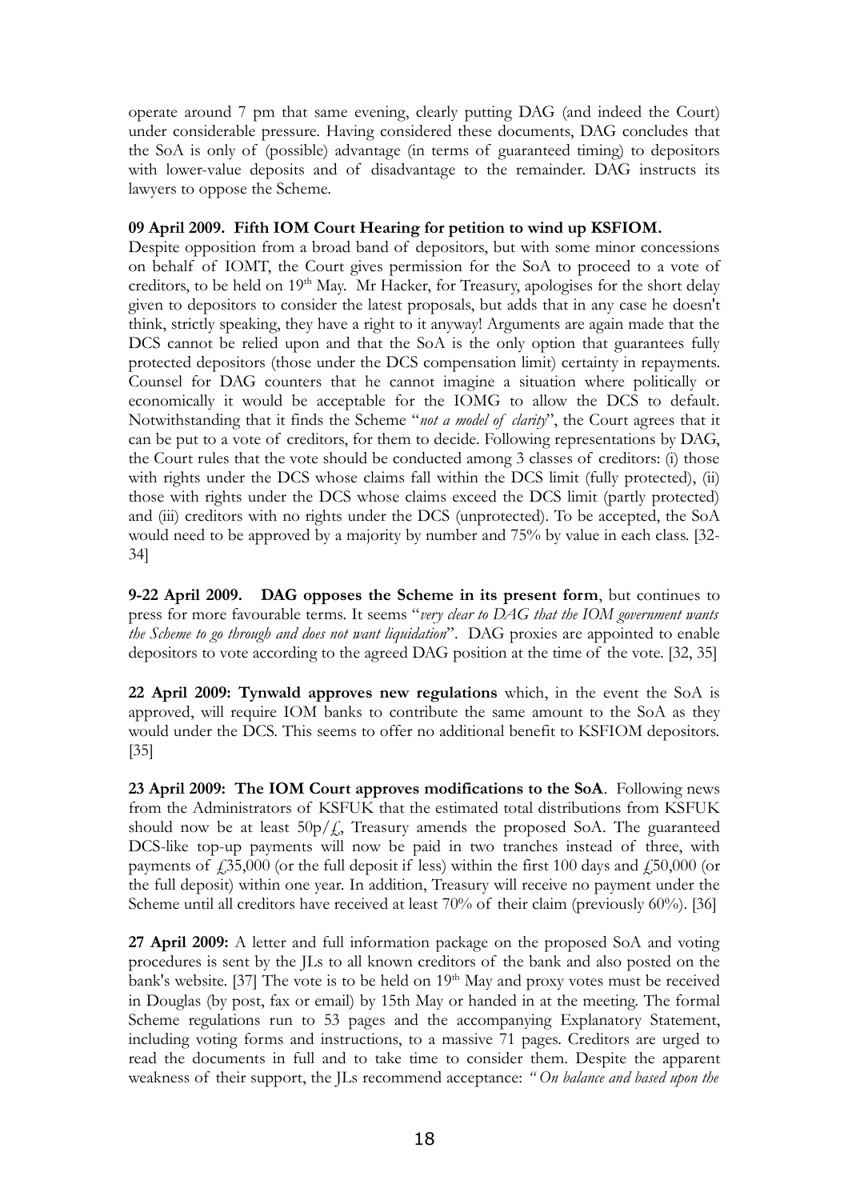operate around 7 pm that same evening, clearly putting DAG (and indeed the Court) under considerable pressure. Having considered these documents, DAG concludes that the SoA is only of (possible) advantage (in terms of guaranteed timing) to depositors with lower-value deposits and of disadvantage to the remainder. DAG instructs its lawyers to oppose the Scheme.

**09 April 2009. Fifth IOM Court Hearing for petition to wind up KSFIOM.**
Despite opposition from a broad band of depositors, but with some minor concessions on behalf of IOMT, the Court gives permission for the SoA to proceed to a vote of creditors, to be held on 19th May. Mr Hacker, for Treasury, apologises for the short delay given to depositors to consider the latest proposals, but adds that in any case he doesn't think, strictly speaking, they have a right to it anyway! Arguments are again made that the DCS cannot be relied upon and that the SoA is the only option that guarantees fully protected depositors (those under the DCS compensation limit) certainty in repayments. Counsel for DAG counters that he cannot imagine a situation where politically or economically it would be acceptable for the IOMG to allow the DCS to default. Notwithstanding that it finds the Scheme "*not a model of clarity*", the Court agrees that it can be put to a vote of creditors, for them to decide. Following representations by DAG, the Court rules that the vote should be conducted among 3 classes of creditors: (i) those with rights under the DCS whose claims fall within the DCS limit (fully protected), (ii) those with rights under the DCS whose claims exceed the DCS limit (partly protected) and (iii) creditors with no rights under the DCS (unprotected). To be accepted, the SoA would need to be approved by a majority by number and 75% by value in each class. [32-34]

**9-22 April 2009. DAG opposes the Scheme in its present form**, but continues to press for more favourable terms. It seems "*very clear to DAG that the IOM government wants the Scheme to go through and does not want liquidation*". DAG proxies are appointed to enable depositors to vote according to the agreed DAG position at the time of the vote. [32, 35]

**22 April 2009: Tynwald approves new regulations** which, in the event the SoA is approved, will require IOM banks to contribute the same amount to the SoA as they would under the DCS. This seems to offer no additional benefit to KSFIOM depositors. [35]

**23 April 2009: The IOM Court approves modifications to the SoA**. Following news from the Administrators of KSFUK that the estimated total distributions from KSFUK should now be at least 50p/£, Treasury amends the proposed SoA. The guaranteed DCS-like top-up payments will now be paid in two tranches instead of three, with payments of £35,000 (or the full deposit if less) within the first 100 days and £50,000 (or the full deposit) within one year. In addition, Treasury will receive no payment under the Scheme until all creditors have received at least 70% of their claim (previously 60%). [36]

**27 April 2009:** A letter and full information package on the proposed SoA and voting procedures is sent by the JLs to all known creditors of the bank and also posted on the bank's website. [37] The vote is to be held on 19th May and proxy votes must be received in Douglas (by post, fax or email) by 15th May or handed in at the meeting. The formal Scheme regulations run to 53 pages and the accompanying Explanatory Statement, including voting forms and instructions, to a massive 71 pages. Creditors are urged to read the documents in full and to take time to consider them. Despite the apparent weakness of their support, the JLs recommend acceptance: *"On balance and based upon the*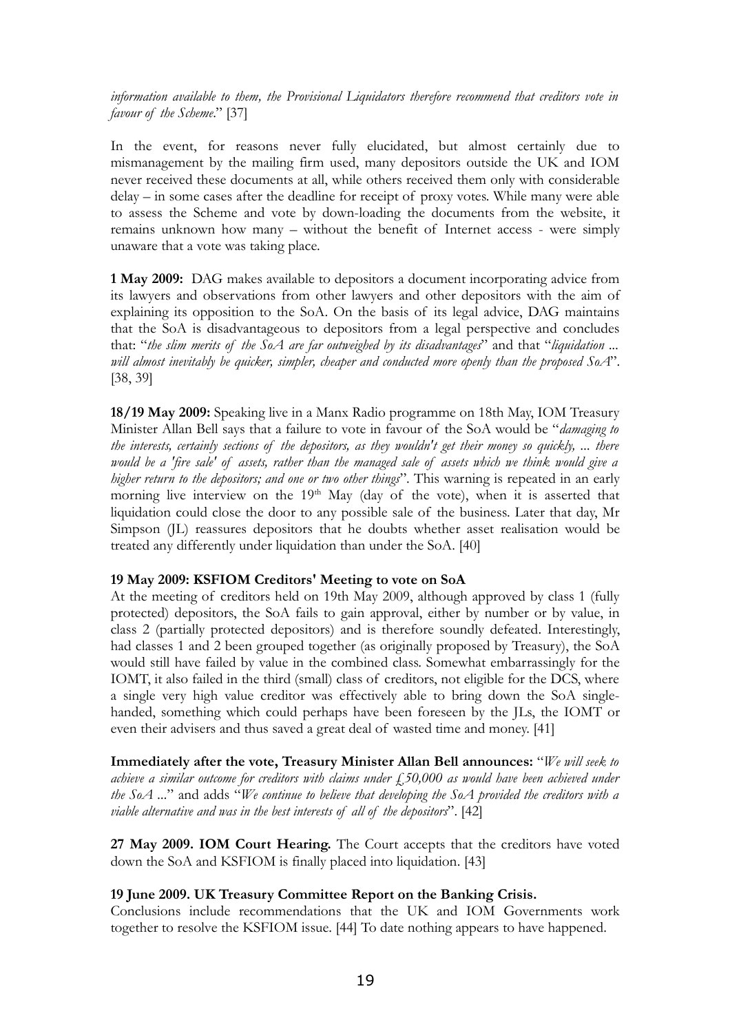*information available to them, the Provisional Liquidators therefore recommend that creditors vote in favour of the Scheme*." [37]

In the event, for reasons never fully elucidated, but almost certainly due to mismanagement by the mailing firm used, many depositors outside the UK and IOM never received these documents at all, while others received them only with considerable delay – in some cases after the deadline for receipt of proxy votes. While many were able to assess the Scheme and vote by down-loading the documents from the website, it remains unknown how many – without the benefit of Internet access - were simply unaware that a vote was taking place.

**1 May 2009:** DAG makes available to depositors a document incorporating advice from its lawyers and observations from other lawyers and other depositors with the aim of explaining its opposition to the SoA. On the basis of its legal advice, DAG maintains that the SoA is disadvantageous to depositors from a legal perspective and concludes that: "*the slim merits of the SoA are far outweighed by its disadvantages*" and that "*liquidation ... will almost inevitably be quicker, simpler, cheaper and conducted more openly than the proposed SoA*". [38, 39]

**18/19 May 2009:** Speaking live in a Manx Radio programme on 18th May, IOM Treasury Minister Allan Bell says that a failure to vote in favour of the SoA would be "*damaging to the interests, certainly sections of the depositors, as they wouldn't get their money so quickly, ... there would be a 'fire sale' of assets, rather than the managed sale of assets which we think would give a higher return to the depositors; and one or two other things*". This warning is repeated in an early morning live interview on the 19th May (day of the vote), when it is asserted that liquidation could close the door to any possible sale of the business. Later that day, Mr Simpson (JL) reassures depositors that he doubts whether asset realisation would be treated any differently under liquidation than under the SoA. [40]

**19 May 2009: KSFIOM Creditors' Meeting to vote on SoA**
At the meeting of creditors held on 19th May 2009, although approved by class 1 (fully protected) depositors, the SoA fails to gain approval, either by number or by value, in class 2 (partially protected depositors) and is therefore soundly defeated. Interestingly, had classes 1 and 2 been grouped together (as originally proposed by Treasury), the SoA would still have failed by value in the combined class. Somewhat embarrassingly for the IOMT, it also failed in the third (small) class of creditors, not eligible for the DCS, where a single very high value creditor was effectively able to bring down the SoA single-handed, something which could perhaps have been foreseen by the JLs, the IOMT or even their advisers and thus saved a great deal of wasted time and money. [41]

**Immediately after the vote, Treasury Minister Allan Bell announces:** "*We will seek to achieve a similar outcome for creditors with claims under £50,000 as would have been achieved under the SoA* ..." and adds "*We continue to believe that developing the SoA provided the creditors with a viable alternative and was in the best interests of all of the depositors*". [42]

**27 May 2009. IOM Court Hearing.** The Court accepts that the creditors have voted down the SoA and KSFIOM is finally placed into liquidation. [43]

**19 June 2009. UK Treasury Committee Report on the Banking Crisis.**
Conclusions include recommendations that the UK and IOM Governments work together to resolve the KSFIOM issue. [44] To date nothing appears to have happened.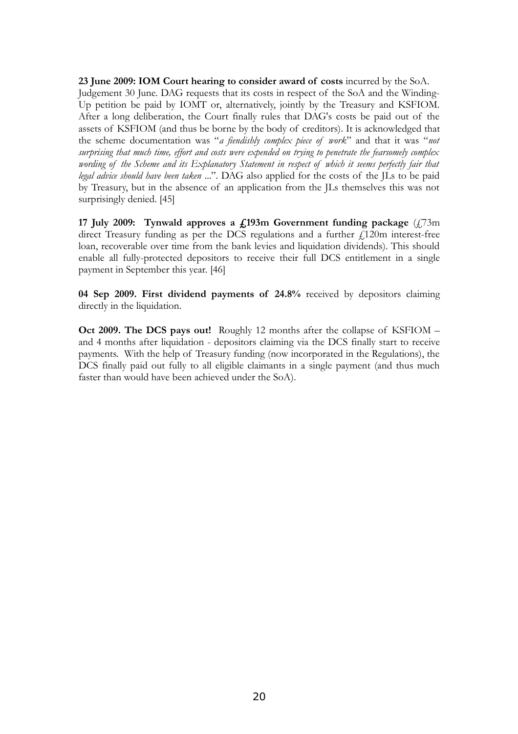**23 June 2009: IOM Court hearing to consider award of costs** incurred by the SoA. Judgement 30 June. DAG requests that its costs in respect of the SoA and the Winding-Up petition be paid by IOMT or, alternatively, jointly by the Treasury and KSFIOM. After a long deliberation, the Court finally rules that DAG's costs be paid out of the assets of KSFIOM (and thus be borne by the body of creditors). It is acknowledged that the scheme documentation was "*a fiendishly complex piece of work*" and that it was "*not surprising that much time, effort and costs were expended on trying to penetrate the fearsomely complex wording of the Scheme and its Explanatory Statement in respect of which it seems perfectly fair that legal advice should have been taken* ...". DAG also applied for the costs of the JLs to be paid by Treasury, but in the absence of an application from the JLs themselves this was not surprisingly denied. [45]

**17 July 2009: Tynwald approves a £193m Government funding package** (£73m direct Treasury funding as per the DCS regulations and a further £120m interest-free loan, recoverable over time from the bank levies and liquidation dividends). This should enable all fully-protected depositors to receive their full DCS entitlement in a single payment in September this year. [46]

**04 Sep 2009. First dividend payments of 24.8%** received by depositors claiming directly in the liquidation.

**Oct 2009. The DCS pays out!** Roughly 12 months after the collapse of KSFIOM – and 4 months after liquidation - depositors claiming via the DCS finally start to receive payments. With the help of Treasury funding (now incorporated in the Regulations), the DCS finally paid out fully to all eligible claimants in a single payment (and thus much faster than would have been achieved under the SoA).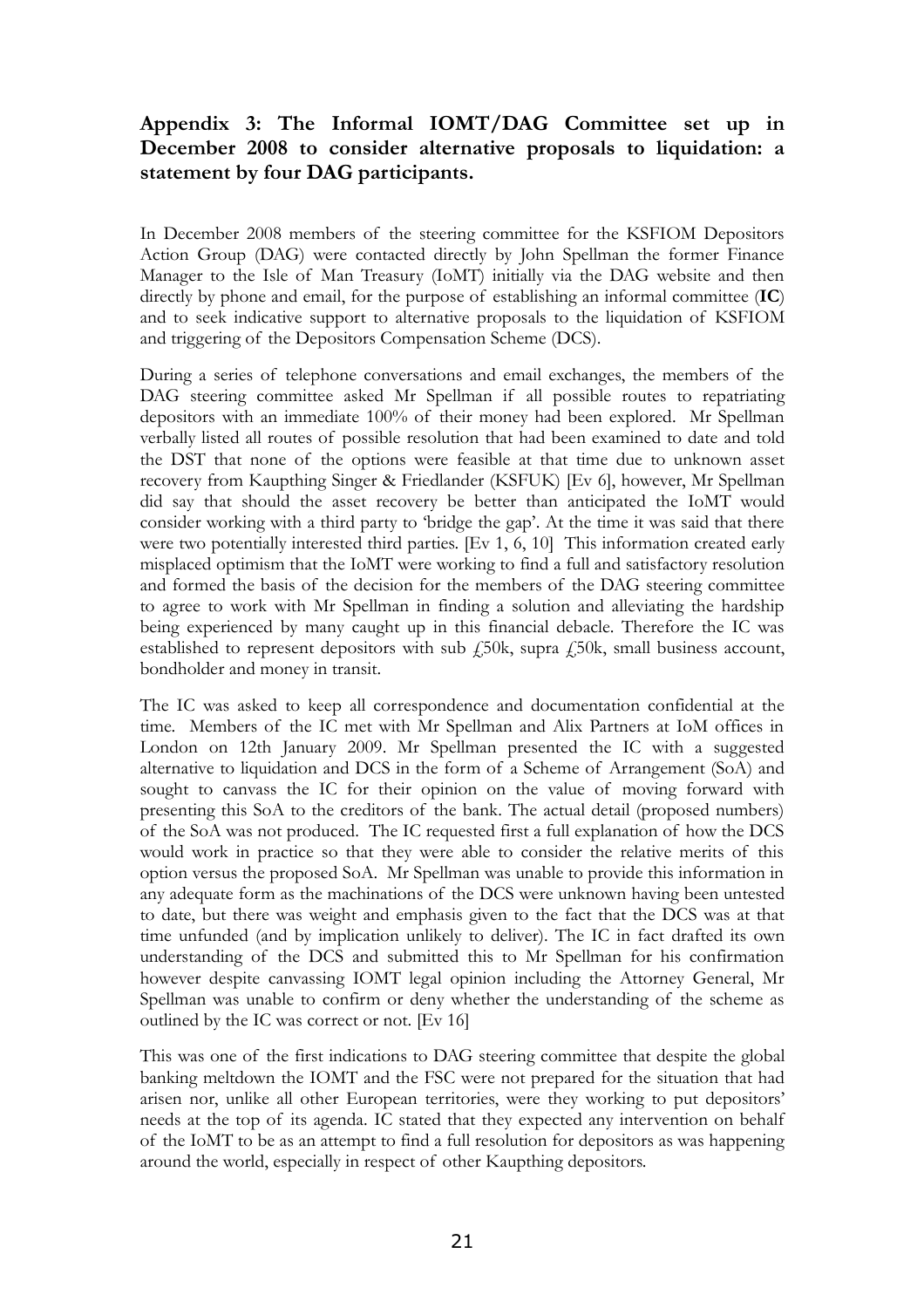## Appendix 3: The Informal IOMT/DAG Committee set up in December 2008 to consider alternative proposals to liquidation: a statement by four DAG participants.

In December 2008 members of the steering committee for the KSFIOM Depositors Action Group (DAG) were contacted directly by John Spellman the former Finance Manager to the Isle of Man Treasury (IoMT) initially via the DAG website and then directly by phone and email, for the purpose of establishing an informal committee (**IC**) and to seek indicative support to alternative proposals to the liquidation of KSFIOM and triggering of the Depositors Compensation Scheme (DCS).

During a series of telephone conversations and email exchanges, the members of the DAG steering committee asked Mr Spellman if all possible routes to repatriating depositors with an immediate 100% of their money had been explored. Mr Spellman verbally listed all routes of possible resolution that had been examined to date and told the DST that none of the options were feasible at that time due to unknown asset recovery from Kaupthing Singer & Friedlander (KSFUK) [Ev 6], however, Mr Spellman did say that should the asset recovery be better than anticipated the IoMT would consider working with a third party to 'bridge the gap'. At the time it was said that there were two potentially interested third parties. [Ev 1, 6, 10] This information created early misplaced optimism that the IoMT were working to find a full and satisfactory resolution and formed the basis of the decision for the members of the DAG steering committee to agree to work with Mr Spellman in finding a solution and alleviating the hardship being experienced by many caught up in this financial debacle. Therefore the IC was established to represent depositors with sub £50k, supra £50k, small business account, bondholder and money in transit.

The IC was asked to keep all correspondence and documentation confidential at the time. Members of the IC met with Mr Spellman and Alix Partners at IoM offices in London on 12th January 2009. Mr Spellman presented the IC with a suggested alternative to liquidation and DCS in the form of a Scheme of Arrangement (SoA) and sought to canvass the IC for their opinion on the value of moving forward with presenting this SoA to the creditors of the bank. The actual detail (proposed numbers) of the SoA was not produced. The IC requested first a full explanation of how the DCS would work in practice so that they were able to consider the relative merits of this option versus the proposed SoA. Mr Spellman was unable to provide this information in any adequate form as the machinations of the DCS were unknown having been untested to date, but there was weight and emphasis given to the fact that the DCS was at that time unfunded (and by implication unlikely to deliver). The IC in fact drafted its own understanding of the DCS and submitted this to Mr Spellman for his confirmation however despite canvassing IOMT legal opinion including the Attorney General, Mr Spellman was unable to confirm or deny whether the understanding of the scheme as outlined by the IC was correct or not. [Ev 16]

This was one of the first indications to DAG steering committee that despite the global banking meltdown the IOMT and the FSC were not prepared for the situation that had arisen nor, unlike all other European territories, were they working to put depositors' needs at the top of its agenda. IC stated that they expected any intervention on behalf of the IoMT to be as an attempt to find a full resolution for depositors as was happening around the world, especially in respect of other Kaupthing depositors.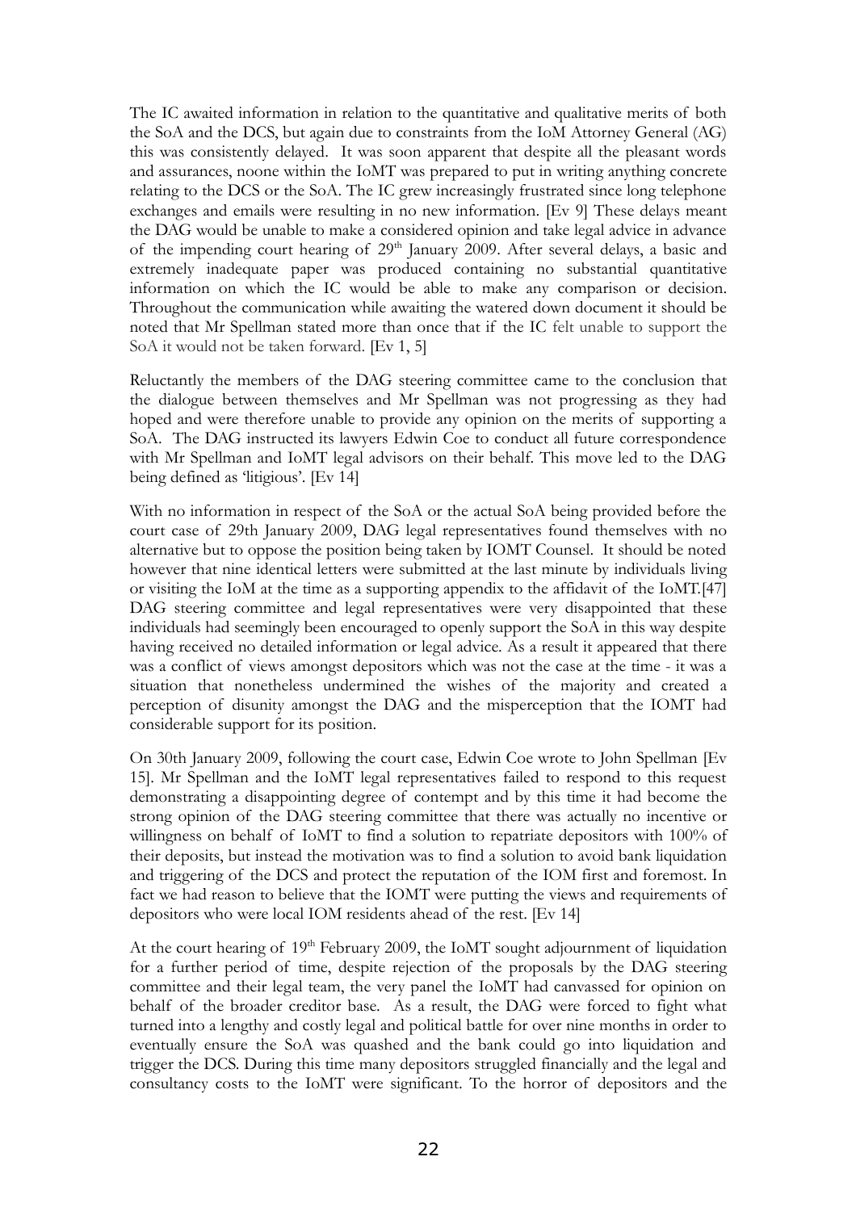The IC awaited information in relation to the quantitative and qualitative merits of both the SoA and the DCS, but again due to constraints from the IoM Attorney General (AG) this was consistently delayed. It was soon apparent that despite all the pleasant words and assurances, noone within the IoMT was prepared to put in writing anything concrete relating to the DCS or the SoA. The IC grew increasingly frustrated since long telephone exchanges and emails were resulting in no new information. [Ev 9] These delays meant the DAG would be unable to make a considered opinion and take legal advice in advance of the impending court hearing of 29th January 2009. After several delays, a basic and extremely inadequate paper was produced containing no substantial quantitative information on which the IC would be able to make any comparison or decision. Throughout the communication while awaiting the watered down document it should be noted that Mr Spellman stated more than once that if the IC felt unable to support the SoA it would not be taken forward. [Ev 1, 5]

Reluctantly the members of the DAG steering committee came to the conclusion that the dialogue between themselves and Mr Spellman was not progressing as they had hoped and were therefore unable to provide any opinion on the merits of supporting a SoA. The DAG instructed its lawyers Edwin Coe to conduct all future correspondence with Mr Spellman and IoMT legal advisors on their behalf. This move led to the DAG being defined as 'litigious'. [Ev 14]

With no information in respect of the SoA or the actual SoA being provided before the court case of 29th January 2009, DAG legal representatives found themselves with no alternative but to oppose the position being taken by IOMT Counsel. It should be noted however that nine identical letters were submitted at the last minute by individuals living or visiting the IoM at the time as a supporting appendix to the affidavit of the IoMT.[47] DAG steering committee and legal representatives were very disappointed that these individuals had seemingly been encouraged to openly support the SoA in this way despite having received no detailed information or legal advice. As a result it appeared that there was a conflict of views amongst depositors which was not the case at the time - it was a situation that nonetheless undermined the wishes of the majority and created a perception of disunity amongst the DAG and the misperception that the IOMT had considerable support for its position.

On 30th January 2009, following the court case, Edwin Coe wrote to John Spellman [Ev 15]. Mr Spellman and the IoMT legal representatives failed to respond to this request demonstrating a disappointing degree of contempt and by this time it had become the strong opinion of the DAG steering committee that there was actually no incentive or willingness on behalf of IoMT to find a solution to repatriate depositors with 100% of their deposits, but instead the motivation was to find a solution to avoid bank liquidation and triggering of the DCS and protect the reputation of the IOM first and foremost. In fact we had reason to believe that the IOMT were putting the views and requirements of depositors who were local IOM residents ahead of the rest. [Ev 14]

At the court hearing of 19th February 2009, the IoMT sought adjournment of liquidation for a further period of time, despite rejection of the proposals by the DAG steering committee and their legal team, the very panel the IoMT had canvassed for opinion on behalf of the broader creditor base. As a result, the DAG were forced to fight what turned into a lengthy and costly legal and political battle for over nine months in order to eventually ensure the SoA was quashed and the bank could go into liquidation and trigger the DCS. During this time many depositors struggled financially and the legal and consultancy costs to the IoMT were significant. To the horror of depositors and the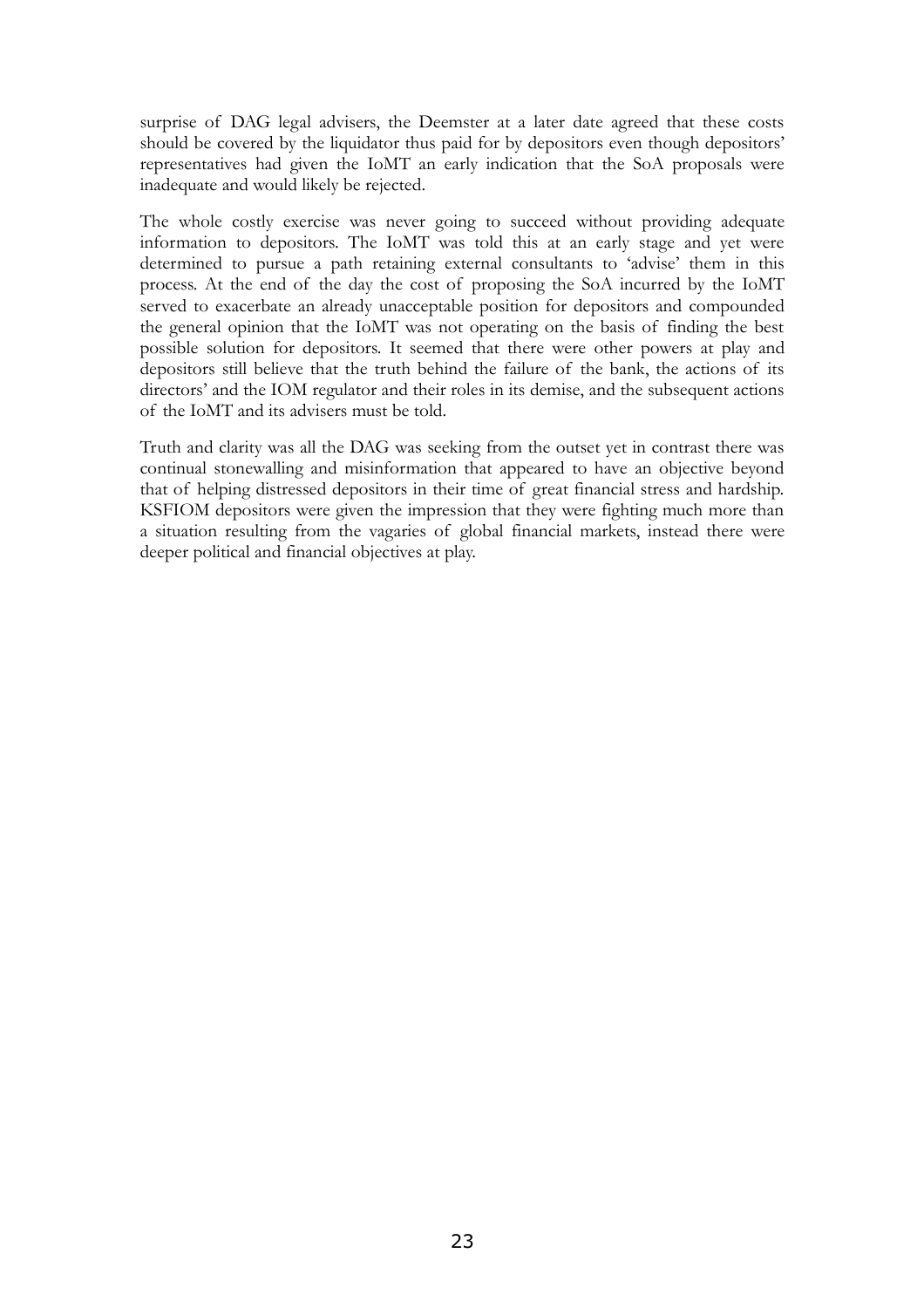surprise of DAG legal advisers, the Deemster at a later date agreed that these costs should be covered by the liquidator thus paid for by depositors even though depositors' representatives had given the IoMT an early indication that the SoA proposals were inadequate and would likely be rejected.

The whole costly exercise was never going to succeed without providing adequate information to depositors. The IoMT was told this at an early stage and yet were determined to pursue a path retaining external consultants to 'advise' them in this process. At the end of the day the cost of proposing the SoA incurred by the IoMT served to exacerbate an already unacceptable position for depositors and compounded the general opinion that the IoMT was not operating on the basis of finding the best possible solution for depositors. It seemed that there were other powers at play and depositors still believe that the truth behind the failure of the bank, the actions of its directors' and the IOM regulator and their roles in its demise, and the subsequent actions of the IoMT and its advisers must be told.

Truth and clarity was all the DAG was seeking from the outset yet in contrast there was continual stonewalling and misinformation that appeared to have an objective beyond that of helping distressed depositors in their time of great financial stress and hardship. KSFIOM depositors were given the impression that they were fighting much more than a situation resulting from the vagaries of global financial markets, instead there were deeper political and financial objectives at play.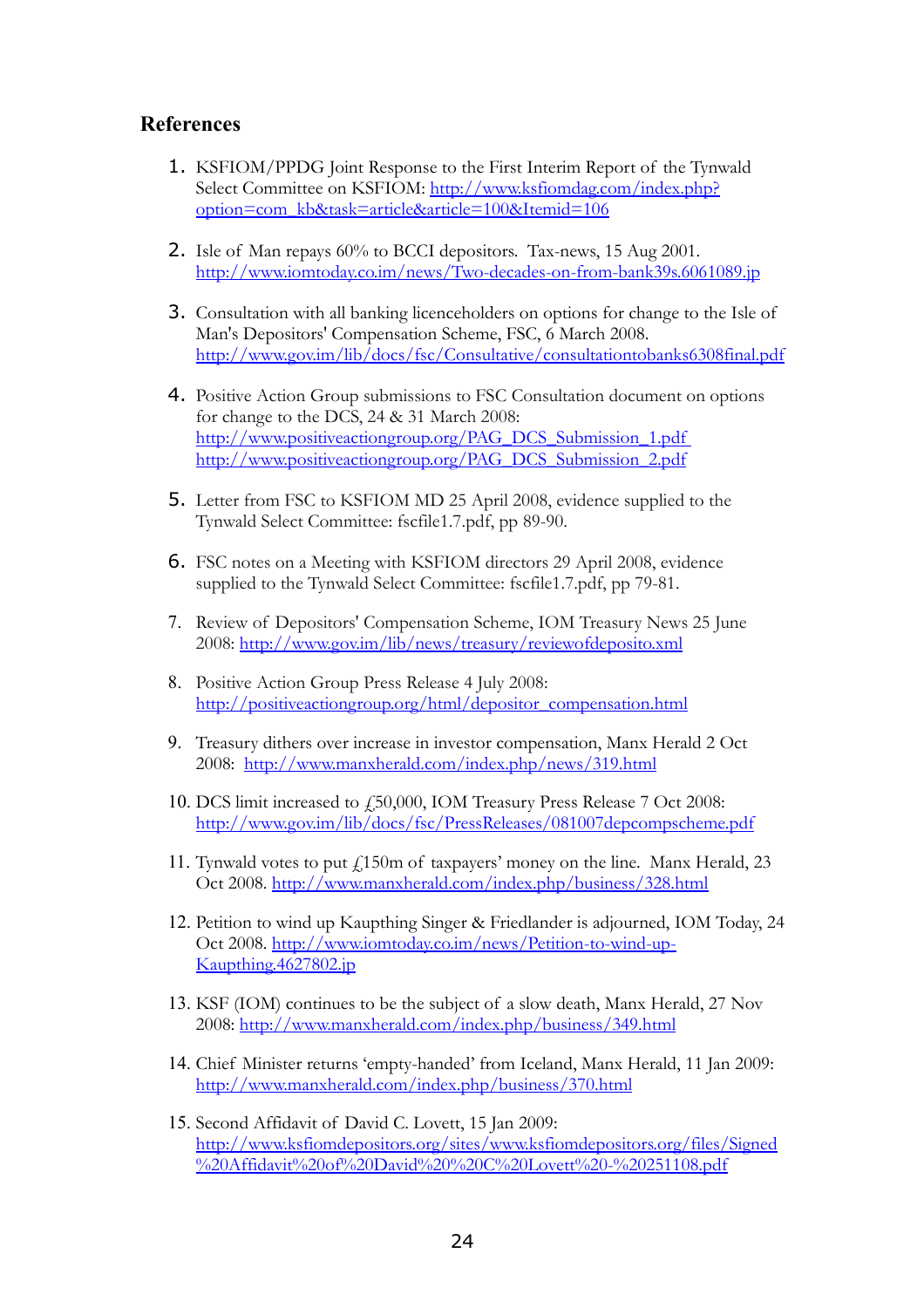## References

1. KSFIOM/PPDG Joint Response to the First Interim Report of the Tynwald Select Committee on KSFIOM: http://www.ksfiomdag.com/index.php?option=com_kb&task=article&article=100&Itemid=106

2. Isle of Man repays 60% to BCCI depositors. Tax-news, 15 Aug 2001. http://www.iomtoday.co.im/news/Two-decades-on-from-bank39s.6061089.jp

3. Consultation with all banking licenceholders on options for change to the Isle of Man's Depositors' Compensation Scheme, FSC, 6 March 2008. http://www.gov.im/lib/docs/fsc/Consultative/consultationtobanks6308final.pdf

4. Positive Action Group submissions to FSC Consultation document on options for change to the DCS, 24 & 31 March 2008: http://www.positiveactiongroup.org/PAG_DCS_Submission_1.pdf http://www.positiveactiongroup.org/PAG_DCS_Submission_2.pdf

5. Letter from FSC to KSFIOM MD 25 April 2008, evidence supplied to the Tynwald Select Committee: fscfile1.7.pdf, pp 89-90.

6. FSC notes on a Meeting with KSFIOM directors 29 April 2008, evidence supplied to the Tynwald Select Committee: fscfile1.7.pdf, pp 79-81.

7. Review of Depositors' Compensation Scheme, IOM Treasury News 25 June 2008: http://www.gov.im/lib/news/treasury/reviewofdeposito.xml

8. Positive Action Group Press Release 4 July 2008: http://positiveactiongroup.org/html/depositor_compensation.html

9. Treasury dithers over increase in investor compensation, Manx Herald 2 Oct 2008: http://www.manxherald.com/index.php/news/319.html

10. DCS limit increased to £50,000, IOM Treasury Press Release 7 Oct 2008: http://www.gov.im/lib/docs/fsc/PressReleases/081007depcompscheme.pdf

11. Tynwald votes to put £150m of taxpayers' money on the line. Manx Herald, 23 Oct 2008. http://www.manxherald.com/index.php/business/328.html

12. Petition to wind up Kaupthing Singer & Friedlander is adjourned, IOM Today, 24 Oct 2008. http://www.iomtoday.co.im/news/Petition-to-wind-up-Kaupthing.4627802.jp

13. KSF (IOM) continues to be the subject of a slow death, Manx Herald, 27 Nov 2008: http://www.manxherald.com/index.php/business/349.html

14. Chief Minister returns 'empty-handed' from Iceland, Manx Herald, 11 Jan 2009: http://www.manxherald.com/index.php/business/370.html

15. Second Affidavit of David C. Lovett, 15 Jan 2009: http://www.ksfiomdepositors.org/sites/www.ksfiomdepositors.org/files/Signed%20Affidavit%20of%20David%20%20C%20Lovett%20-%20251108.pdf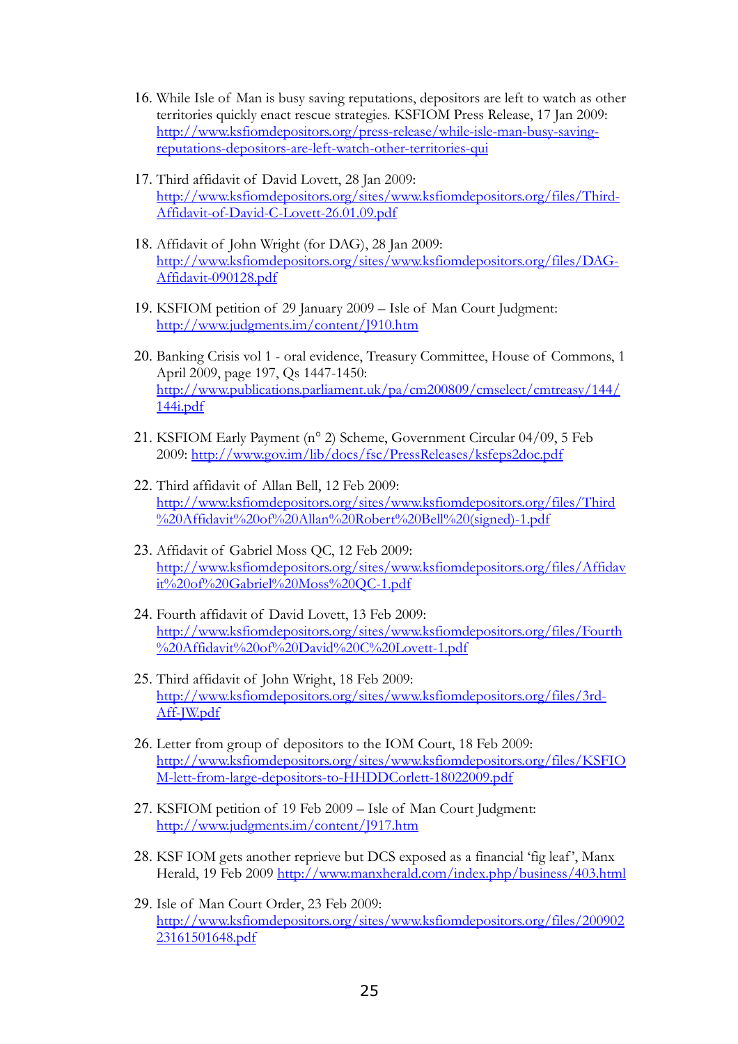16. While Isle of Man is busy saving reputations, depositors are left to watch as other territories quickly enact rescue strategies. KSFIOM Press Release, 17 Jan 2009: http://www.ksfiomdepositors.org/press-release/while-isle-man-busy-saving-reputations-depositors-are-left-watch-other-territories-qui

17. Third affidavit of David Lovett, 28 Jan 2009: http://www.ksfiomdepositors.org/sites/www.ksfiomdepositors.org/files/Third-Affidavit-of-David-C-Lovett-26.01.09.pdf

18. Affidavit of John Wright (for DAG), 28 Jan 2009: http://www.ksfiomdepositors.org/sites/www.ksfiomdepositors.org/files/DAG-Affidavit-090128.pdf

19. KSFIOM petition of 29 January 2009 – Isle of Man Court Judgment: http://www.judgments.im/content/J910.htm

20. Banking Crisis vol 1 - oral evidence, Treasury Committee, House of Commons, 1 April 2009, page 197, Qs 1447-1450: http://www.publications.parliament.uk/pa/cm200809/cmselect/cmtreasy/144/144i.pdf

21. KSFIOM Early Payment (n° 2) Scheme, Government Circular 04/09, 5 Feb 2009: http://www.gov.im/lib/docs/fsc/PressReleases/ksfeps2doc.pdf

22. Third affidavit of Allan Bell, 12 Feb 2009: http://www.ksfiomdepositors.org/sites/www.ksfiomdepositors.org/files/Third%20Affidavit%20of%20Allan%20Robert%20Bell%20(signed)-1.pdf

23. Affidavit of Gabriel Moss QC, 12 Feb 2009: http://www.ksfiomdepositors.org/sites/www.ksfiomdepositors.org/files/Affidavit%20of%20Gabriel%20Moss%20QC-1.pdf

24. Fourth affidavit of David Lovett, 13 Feb 2009: http://www.ksfiomdepositors.org/sites/www.ksfiomdepositors.org/files/Fourth%20Affidavit%20of%20David%20C%20Lovett-1.pdf

25. Third affidavit of John Wright, 18 Feb 2009: http://www.ksfiomdepositors.org/sites/www.ksfiomdepositors.org/files/3rd-Aff-JW.pdf

26. Letter from group of depositors to the IOM Court, 18 Feb 2009: http://www.ksfiomdepositors.org/sites/www.ksfiomdepositors.org/files/KSFIOM-lett-from-large-depositors-to-HHDDCorlett-18022009.pdf

27. KSFIOM petition of 19 Feb 2009 – Isle of Man Court Judgment: http://www.judgments.im/content/J917.htm

28. KSF IOM gets another reprieve but DCS exposed as a financial 'fig leaf', Manx Herald, 19 Feb 2009 http://www.manxherald.com/index.php/business/403.html

29. Isle of Man Court Order, 23 Feb 2009: http://www.ksfiomdepositors.org/sites/www.ksfiomdepositors.org/files/20090223161501648.pdf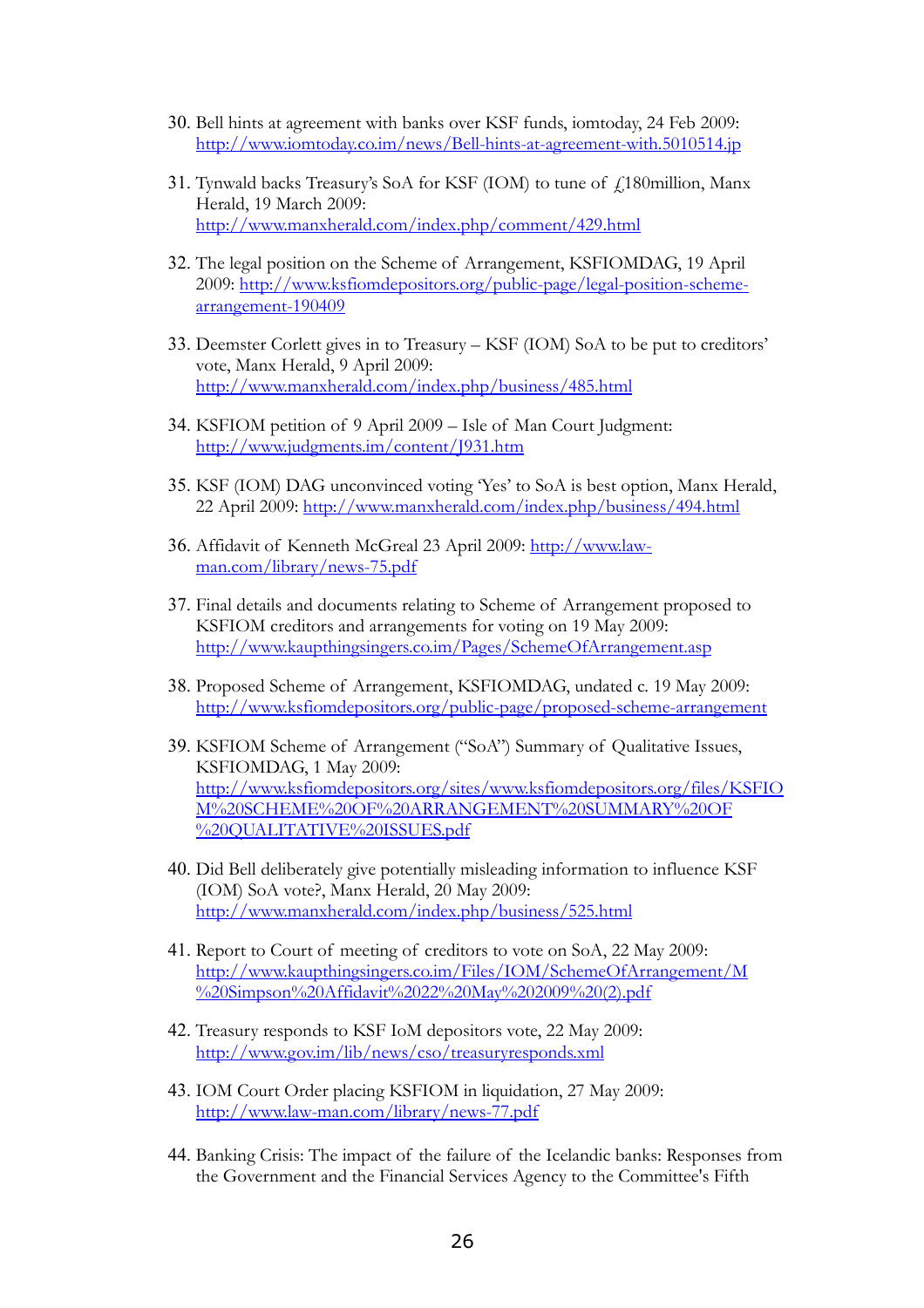30. Bell hints at agreement with banks over KSF funds, iomtoday, 24 Feb 2009: http://www.iomtoday.co.im/news/Bell-hints-at-agreement-with.5010514.jp

31. Tynwald backs Treasury's SoA for KSF (IOM) to tune of £180million, Manx Herald, 19 March 2009: http://www.manxherald.com/index.php/comment/429.html

32. The legal position on the Scheme of Arrangement, KSFIOMDAG, 19 April 2009: http://www.ksfiomdepositors.org/public-page/legal-position-scheme-arrangement-190409

33. Deemster Corlett gives in to Treasury – KSF (IOM) SoA to be put to creditors' vote, Manx Herald, 9 April 2009: http://www.manxherald.com/index.php/business/485.html

34. KSFIOM petition of 9 April 2009 – Isle of Man Court Judgment: http://www.judgments.im/content/J931.htm

35. KSF (IOM) DAG unconvinced voting 'Yes' to SoA is best option, Manx Herald, 22 April 2009: http://www.manxherald.com/index.php/business/494.html

36. Affidavit of Kenneth McGreal 23 April 2009: http://www.law-man.com/library/news-75.pdf

37. Final details and documents relating to Scheme of Arrangement proposed to KSFIOM creditors and arrangements for voting on 19 May 2009: http://www.kaupthingsingers.co.im/Pages/SchemeOfArrangement.asp

38. Proposed Scheme of Arrangement, KSFIOMDAG, undated c. 19 May 2009: http://www.ksfiomdepositors.org/public-page/proposed-scheme-arrangement

39. KSFIOM Scheme of Arrangement ("SoA") Summary of Qualitative Issues, KSFIOMDAG, 1 May 2009: http://www.ksfiomdepositors.org/sites/www.ksfiomdepositors.org/files/KSFIOM%20SCHEME%20OF%20ARRANGEMENT%20SUMMARY%20OF%20QUALITATIVE%20ISSUES.pdf

40. Did Bell deliberately give potentially misleading information to influence KSF (IOM) SoA vote?, Manx Herald, 20 May 2009: http://www.manxherald.com/index.php/business/525.html

41. Report to Court of meeting of creditors to vote on SoA, 22 May 2009: http://www.kaupthingsingers.co.im/Files/IOM/SchemeOfArrangement/M%20Simpson%20Affidavit%2022%20May%202009%20(2).pdf

42. Treasury responds to KSF IoM depositors vote, 22 May 2009: http://www.gov.im/lib/news/cso/treasuryresponds.xml

43. IOM Court Order placing KSFIOM in liquidation, 27 May 2009: http://www.law-man.com/library/news-77.pdf

44. Banking Crisis: The impact of the failure of the Icelandic banks: Responses from the Government and the Financial Services Agency to the Committee's Fifth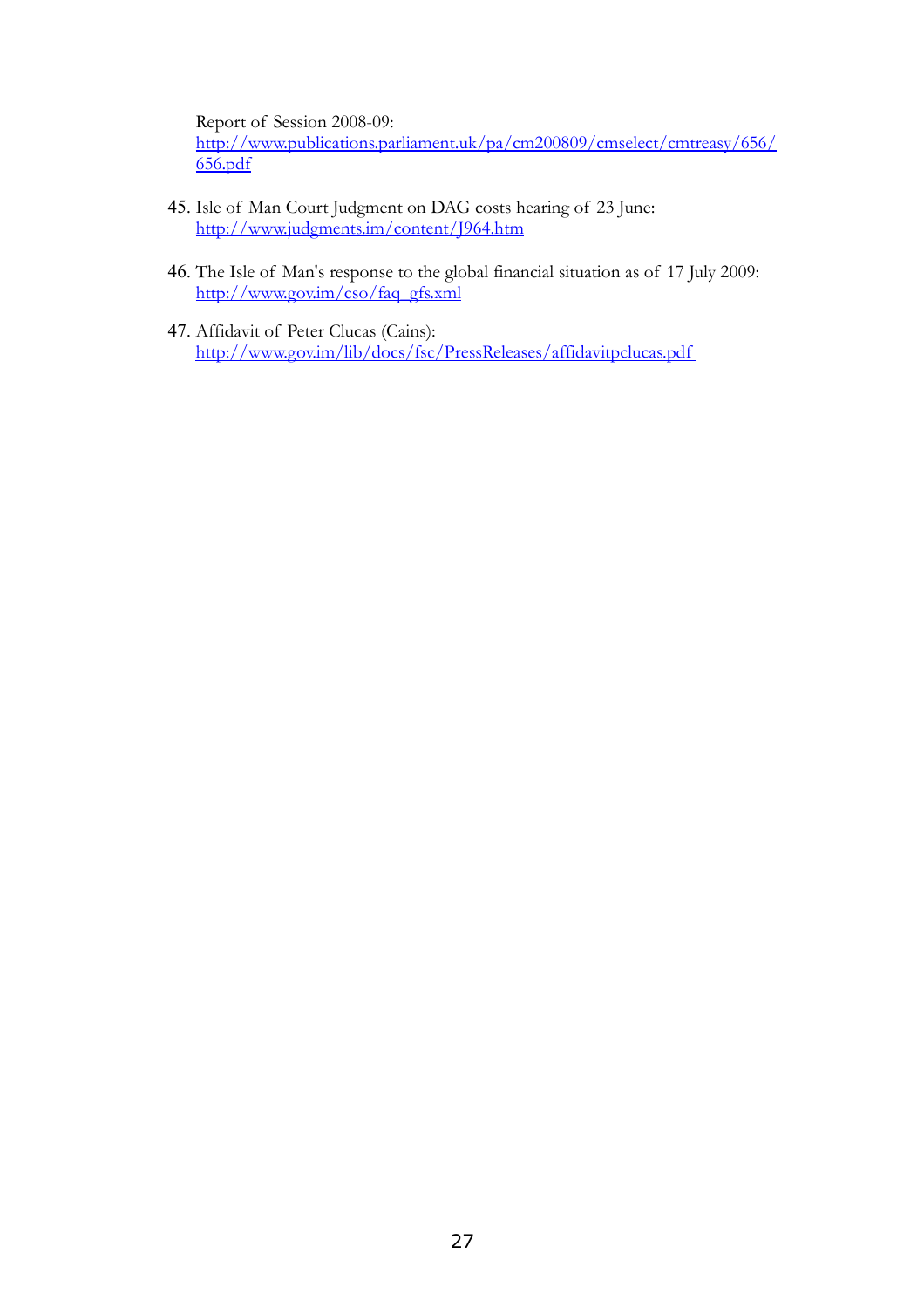Report of Session 2008-09:
http://www.publications.parliament.uk/pa/cm200809/cmselect/cmtreasy/656/656.pdf

45. Isle of Man Court Judgment on DAG costs hearing of 23 June:
http://www.judgments.im/content/J964.htm

46. The Isle of Man's response to the global financial situation as of 17 July 2009:
http://www.gov.im/cso/faq_gfs.xml

47. Affidavit of Peter Clucas (Cains):
http://www.gov.im/lib/docs/fsc/PressReleases/affidavitpclucas.pdf